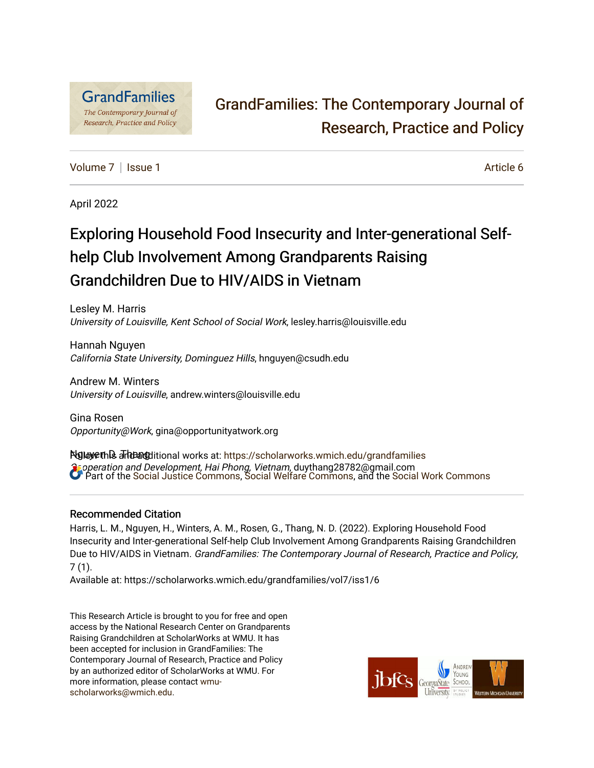GrandFamilies: The Contemporary Journal of Research, Practice and Policy

Volume 7 | Issue 1 | Article 6

April 2022

# Exploring Household Food Insecurity and Inter-generational Self-help Club Involvement Among Grandparents Raising Grandchildren Due to HIV/AIDS in Vietnam

Lesley M. Harris
*University of Louisville, Kent School of Social Work*, lesley.harris@louisville.edu

Hannah Nguyen
*California State University, Dominguez Hills*, hnguyen@csudh.edu

Andrew M. Winters
*University of Louisville*, andrew.winters@louisville.edu

Gina Rosen
*Opportunity@Work*, gina@opportunityatwork.org

Nguyen D. Thang
*Cooperation and Development, Hai Phong, Vietnam*, duythang28782@gmail.com

Follow this and additional works at: https://scholarworks.wmich.edu/grandfamilies

Part of the Social Justice Commons, Social Welfare Commons, and the Social Work Commons

## Recommended Citation

Harris, L. M., Nguyen, H., Winters, A. M., Rosen, G., Thang, N. D. (2022). Exploring Household Food Insecurity and Inter-generational Self-help Club Involvement Among Grandparents Raising Grandchildren Due to HIV/AIDS in Vietnam. *GrandFamilies: The Contemporary Journal of Research, Practice and Policy*, 7 (1).

Available at: https://scholarworks.wmich.edu/grandfamilies/vol7/iss1/6

This Research Article is brought to you for free and open access by the National Research Center on Grandparents Raising Grandchildren at ScholarWorks at WMU. It has been accepted for inclusion in GrandFamilies: The Contemporary Journal of Research, Practice and Policy by an authorized editor of ScholarWorks at WMU. For more information, please contact wmu-scholarworks@wmich.edu.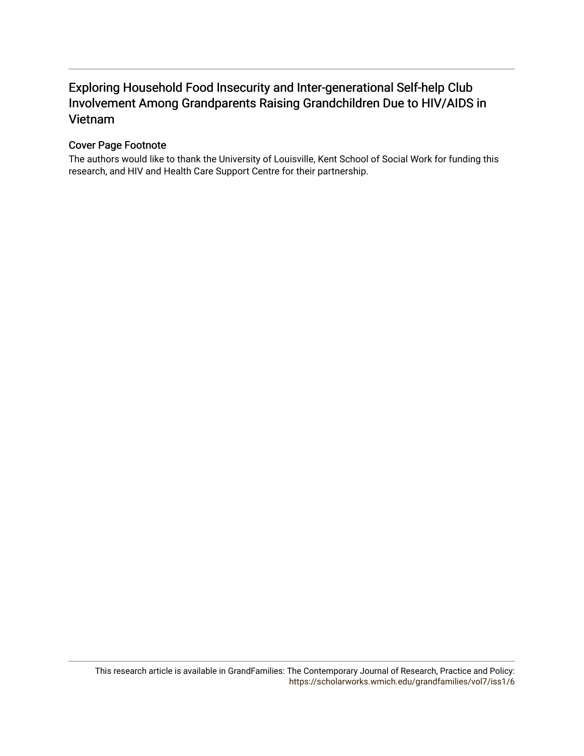# Exploring Household Food Insecurity and Inter-generational Self-help Club Involvement Among Grandparents Raising Grandchildren Due to HIV/AIDS in Vietnam

## Cover Page Footnote

The authors would like to thank the University of Louisville, Kent School of Social Work for funding this research, and HIV and Health Care Support Centre for their partnership.

This research article is available in GrandFamilies: The Contemporary Journal of Research, Practice and Policy: https://scholarworks.wmich.edu/grandfamilies/vol7/iss1/6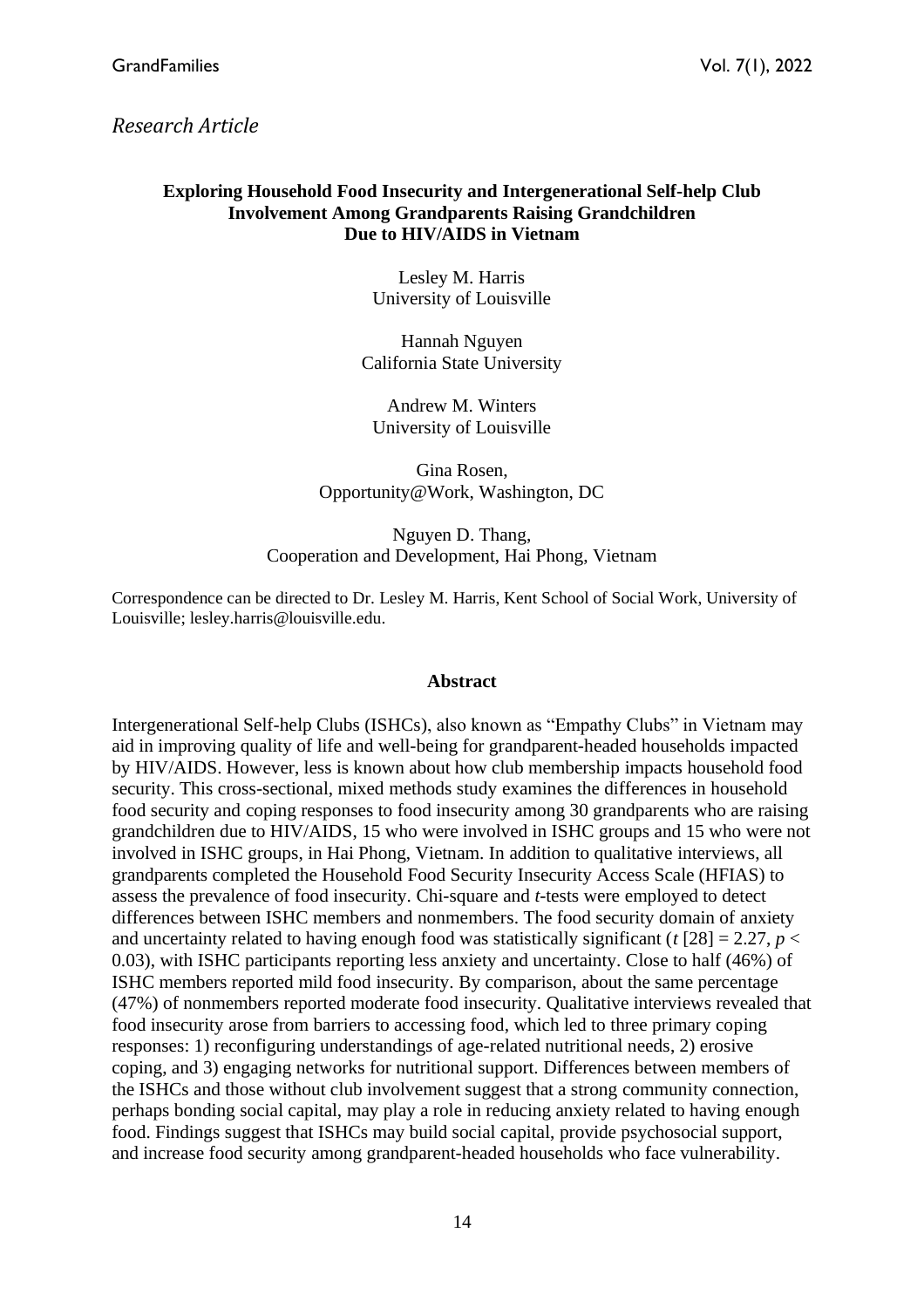*Research Article*

**Exploring Household Food Insecurity and Intergenerational Self-help Club Involvement Among Grandparents Raising Grandchildren Due to HIV/AIDS in Vietnam**

Lesley M. Harris
University of Louisville

Hannah Nguyen
California State University

Andrew M. Winters
University of Louisville

Gina Rosen,
Opportunity@Work, Washington, DC

Nguyen D. Thang,
Cooperation and Development, Hai Phong, Vietnam

Correspondence can be directed to Dr. Lesley M. Harris, Kent School of Social Work, University of Louisville; lesley.harris@louisville.edu.

## Abstract

Intergenerational Self-help Clubs (ISHCs), also known as "Empathy Clubs" in Vietnam may aid in improving quality of life and well-being for grandparent-headed households impacted by HIV/AIDS. However, less is known about how club membership impacts household food security. This cross-sectional, mixed methods study examines the differences in household food security and coping responses to food insecurity among 30 grandparents who are raising grandchildren due to HIV/AIDS, 15 who were involved in ISHC groups and 15 who were not involved in ISHC groups, in Hai Phong, Vietnam. In addition to qualitative interviews, all grandparents completed the Household Food Security Insecurity Access Scale (HFIAS) to assess the prevalence of food insecurity. Chi-square and *t*-tests were employed to detect differences between ISHC members and nonmembers. The food security domain of anxiety and uncertainty related to having enough food was statistically significant ($t\ [28] = 2.27$, $p < 0.03$), with ISHC participants reporting less anxiety and uncertainty. Close to half (46%) of ISHC members reported mild food insecurity. By comparison, about the same percentage (47%) of nonmembers reported moderate food insecurity. Qualitative interviews revealed that food insecurity arose from barriers to accessing food, which led to three primary coping responses: 1) reconfiguring understandings of age-related nutritional needs, 2) erosive coping, and 3) engaging networks for nutritional support. Differences between members of the ISHCs and those without club involvement suggest that a strong community connection, perhaps bonding social capital, may play a role in reducing anxiety related to having enough food. Findings suggest that ISHCs may build social capital, provide psychosocial support, and increase food security among grandparent-headed households who face vulnerability.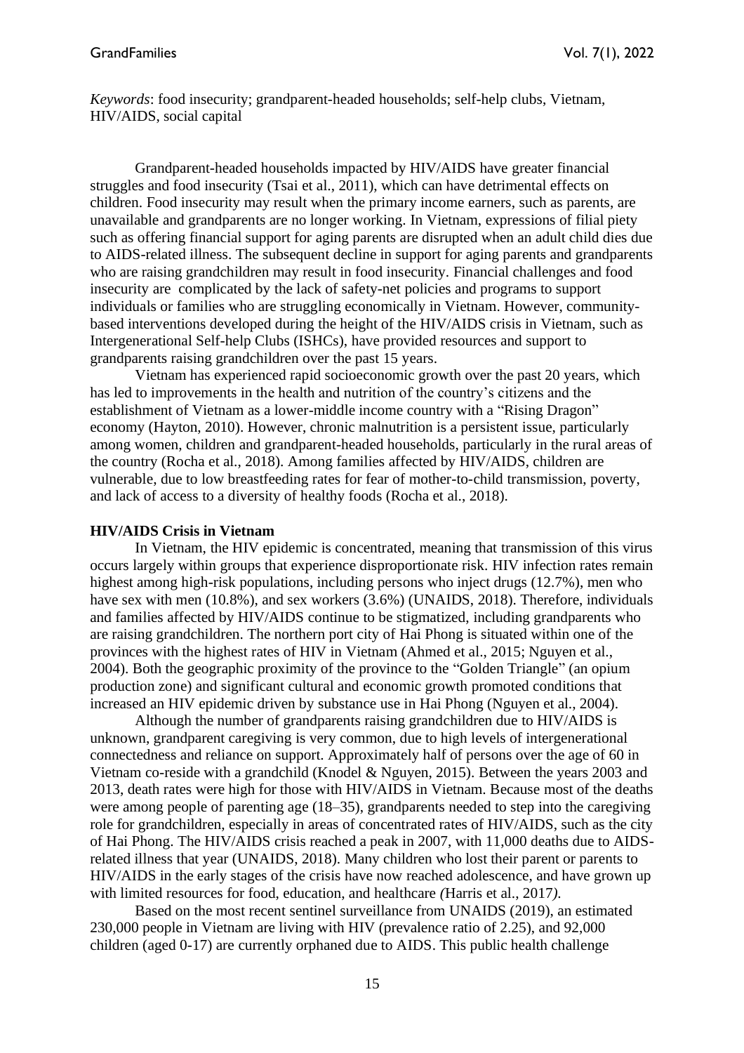*Keywords*: food insecurity; grandparent-headed households; self-help clubs, Vietnam, HIV/AIDS, social capital

Grandparent-headed households impacted by HIV/AIDS have greater financial struggles and food insecurity (Tsai et al., 2011), which can have detrimental effects on children. Food insecurity may result when the primary income earners, such as parents, are unavailable and grandparents are no longer working. In Vietnam, expressions of filial piety such as offering financial support for aging parents are disrupted when an adult child dies due to AIDS-related illness. The subsequent decline in support for aging parents and grandparents who are raising grandchildren may result in food insecurity. Financial challenges and food insecurity are complicated by the lack of safety-net policies and programs to support individuals or families who are struggling economically in Vietnam. However, community-based interventions developed during the height of the HIV/AIDS crisis in Vietnam, such as Intergenerational Self-help Clubs (ISHCs), have provided resources and support to grandparents raising grandchildren over the past 15 years.

Vietnam has experienced rapid socioeconomic growth over the past 20 years, which has led to improvements in the health and nutrition of the country's citizens and the establishment of Vietnam as a lower-middle income country with a "Rising Dragon" economy (Hayton, 2010). However, chronic malnutrition is a persistent issue, particularly among women, children and grandparent-headed households, particularly in the rural areas of the country (Rocha et al., 2018). Among families affected by HIV/AIDS, children are vulnerable, due to low breastfeeding rates for fear of mother-to-child transmission, poverty, and lack of access to a diversity of healthy foods (Rocha et al., 2018).

**HIV/AIDS Crisis in Vietnam**

In Vietnam, the HIV epidemic is concentrated, meaning that transmission of this virus occurs largely within groups that experience disproportionate risk. HIV infection rates remain highest among high-risk populations, including persons who inject drugs (12.7%), men who have sex with men (10.8%), and sex workers (3.6%) (UNAIDS, 2018). Therefore, individuals and families affected by HIV/AIDS continue to be stigmatized, including grandparents who are raising grandchildren. The northern port city of Hai Phong is situated within one of the provinces with the highest rates of HIV in Vietnam (Ahmed et al., 2015; Nguyen et al., 2004). Both the geographic proximity of the province to the "Golden Triangle" (an opium production zone) and significant cultural and economic growth promoted conditions that increased an HIV epidemic driven by substance use in Hai Phong (Nguyen et al., 2004).

Although the number of grandparents raising grandchildren due to HIV/AIDS is unknown, grandparent caregiving is very common, due to high levels of intergenerational connectedness and reliance on support. Approximately half of persons over the age of 60 in Vietnam co-reside with a grandchild (Knodel & Nguyen, 2015). Between the years 2003 and 2013, death rates were high for those with HIV/AIDS in Vietnam. Because most of the deaths were among people of parenting age (18–35), grandparents needed to step into the caregiving role for grandchildren, especially in areas of concentrated rates of HIV/AIDS, such as the city of Hai Phong. The HIV/AIDS crisis reached a peak in 2007, with 11,000 deaths due to AIDS-related illness that year (UNAIDS, 2018). Many children who lost their parent or parents to HIV/AIDS in the early stages of the crisis have now reached adolescence, and have grown up with limited resources for food, education, and healthcare *(*Harris et al., 2017*)*.

Based on the most recent sentinel surveillance from UNAIDS (2019), an estimated 230,000 people in Vietnam are living with HIV (prevalence ratio of 2.25), and 92,000 children (aged 0-17) are currently orphaned due to AIDS. This public health challenge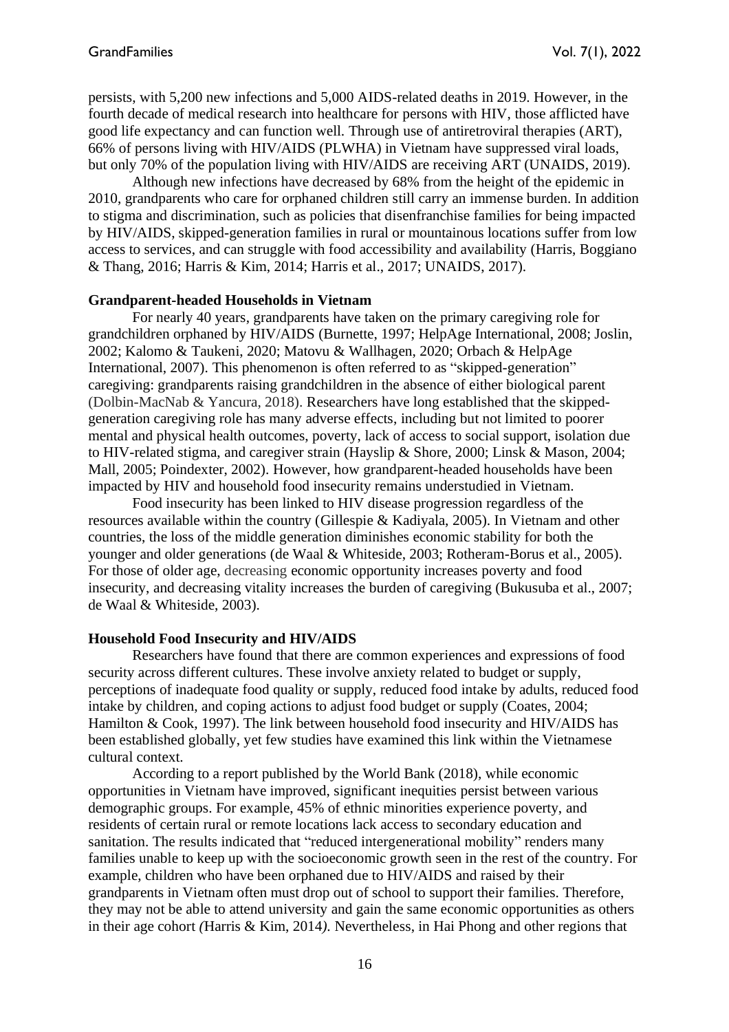persists, with 5,200 new infections and 5,000 AIDS-related deaths in 2019. However, in the fourth decade of medical research into healthcare for persons with HIV, those afflicted have good life expectancy and can function well. Through use of antiretroviral therapies (ART), 66% of persons living with HIV/AIDS (PLWHA) in Vietnam have suppressed viral loads, but only 70% of the population living with HIV/AIDS are receiving ART (UNAIDS, 2019).

Although new infections have decreased by 68% from the height of the epidemic in 2010, grandparents who care for orphaned children still carry an immense burden. In addition to stigma and discrimination, such as policies that disenfranchise families for being impacted by HIV/AIDS, skipped-generation families in rural or mountainous locations suffer from low access to services, and can struggle with food accessibility and availability (Harris, Boggiano & Thang, 2016; Harris & Kim, 2014; Harris et al., 2017; UNAIDS, 2017).

**Grandparent-headed Households in Vietnam**

For nearly 40 years, grandparents have taken on the primary caregiving role for grandchildren orphaned by HIV/AIDS (Burnette, 1997; HelpAge International, 2008; Joslin, 2002; Kalomo & Taukeni, 2020; Matovu & Wallhagen, 2020; Orbach & HelpAge International, 2007). This phenomenon is often referred to as "skipped-generation" caregiving: grandparents raising grandchildren in the absence of either biological parent (Dolbin-MacNab & Yancura, 2018). Researchers have long established that the skipped-generation caregiving role has many adverse effects, including but not limited to poorer mental and physical health outcomes, poverty, lack of access to social support, isolation due to HIV-related stigma, and caregiver strain (Hayslip & Shore, 2000; Linsk & Mason, 2004; Mall, 2005; Poindexter, 2002). However, how grandparent-headed households have been impacted by HIV and household food insecurity remains understudied in Vietnam.

Food insecurity has been linked to HIV disease progression regardless of the resources available within the country (Gillespie & Kadiyala, 2005). In Vietnam and other countries, the loss of the middle generation diminishes economic stability for both the younger and older generations (de Waal & Whiteside, 2003; Rotheram-Borus et al., 2005). For those of older age, decreasing economic opportunity increases poverty and food insecurity, and decreasing vitality increases the burden of caregiving (Bukusuba et al., 2007; de Waal & Whiteside, 2003).

**Household Food Insecurity and HIV/AIDS**

Researchers have found that there are common experiences and expressions of food security across different cultures. These involve anxiety related to budget or supply, perceptions of inadequate food quality or supply, reduced food intake by adults, reduced food intake by children, and coping actions to adjust food budget or supply (Coates, 2004; Hamilton & Cook, 1997). The link between household food insecurity and HIV/AIDS has been established globally, yet few studies have examined this link within the Vietnamese cultural context.

According to a report published by the World Bank (2018), while economic opportunities in Vietnam have improved, significant inequities persist between various demographic groups. For example, 45% of ethnic minorities experience poverty, and residents of certain rural or remote locations lack access to secondary education and sanitation. The results indicated that "reduced intergenerational mobility" renders many families unable to keep up with the socioeconomic growth seen in the rest of the country. For example, children who have been orphaned due to HIV/AIDS and raised by their grandparents in Vietnam often must drop out of school to support their families. Therefore, they may not be able to attend university and gain the same economic opportunities as others in their age cohort (Harris & Kim, 2014). Nevertheless, in Hai Phong and other regions that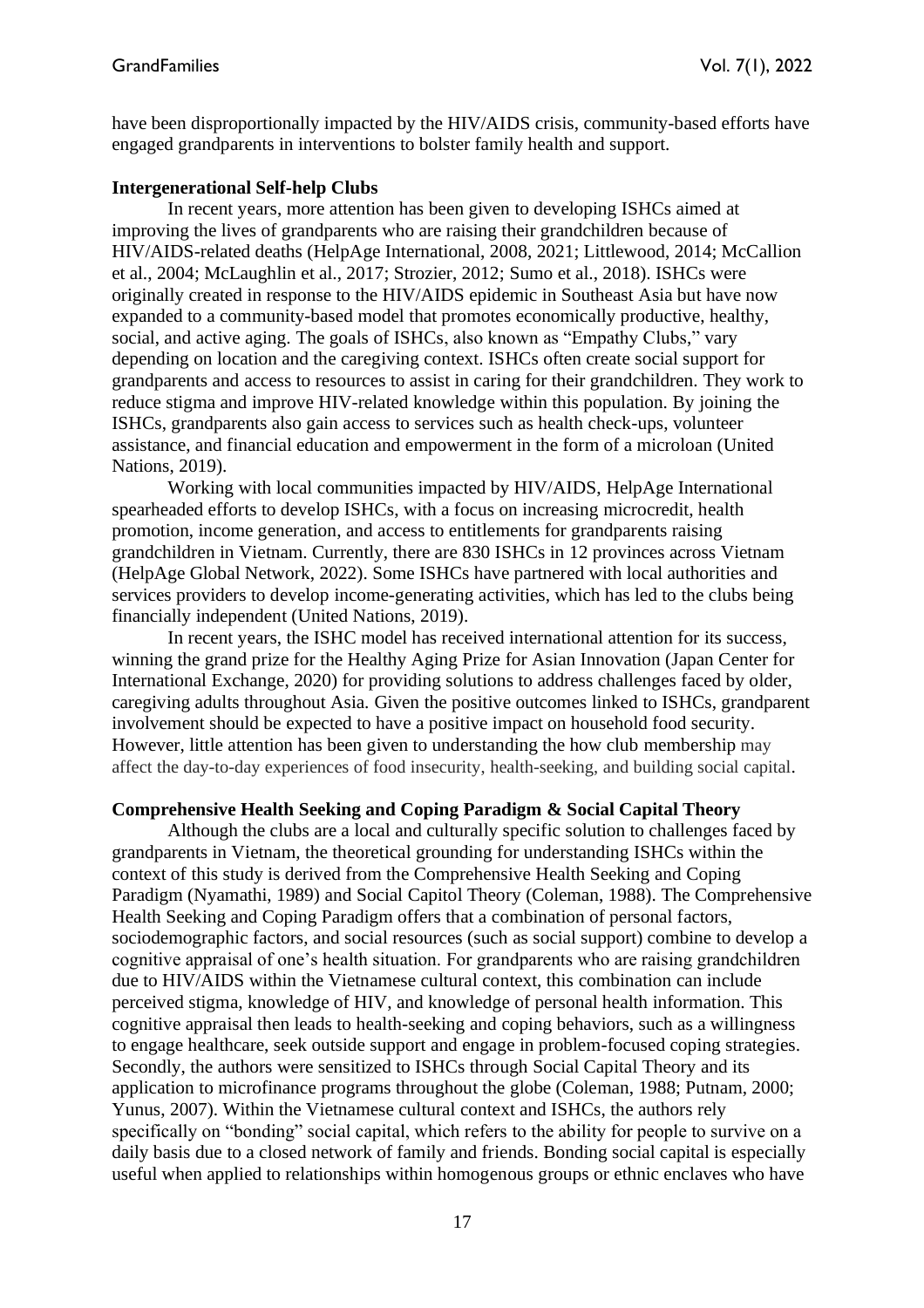have been disproportionally impacted by the HIV/AIDS crisis, community-based efforts have engaged grandparents in interventions to bolster family health and support.

### Intergenerational Self-help Clubs

In recent years, more attention has been given to developing ISHCs aimed at improving the lives of grandparents who are raising their grandchildren because of HIV/AIDS-related deaths (HelpAge International, 2008, 2021; Littlewood, 2014; McCallion et al., 2004; McLaughlin et al., 2017; Strozier, 2012; Sumo et al., 2018). ISHCs were originally created in response to the HIV/AIDS epidemic in Southeast Asia but have now expanded to a community-based model that promotes economically productive, healthy, social, and active aging. The goals of ISHCs, also known as "Empathy Clubs," vary depending on location and the caregiving context. ISHCs often create social support for grandparents and access to resources to assist in caring for their grandchildren. They work to reduce stigma and improve HIV-related knowledge within this population. By joining the ISHCs, grandparents also gain access to services such as health check-ups, volunteer assistance, and financial education and empowerment in the form of a microloan (United Nations, 2019).

Working with local communities impacted by HIV/AIDS, HelpAge International spearheaded efforts to develop ISHCs, with a focus on increasing microcredit, health promotion, income generation, and access to entitlements for grandparents raising grandchildren in Vietnam. Currently, there are 830 ISHCs in 12 provinces across Vietnam (HelpAge Global Network, 2022). Some ISHCs have partnered with local authorities and services providers to develop income-generating activities, which has led to the clubs being financially independent (United Nations, 2019).

In recent years, the ISHC model has received international attention for its success, winning the grand prize for the Healthy Aging Prize for Asian Innovation (Japan Center for International Exchange, 2020) for providing solutions to address challenges faced by older, caregiving adults throughout Asia. Given the positive outcomes linked to ISHCs, grandparent involvement should be expected to have a positive impact on household food security. However, little attention has been given to understanding the how club membership may affect the day-to-day experiences of food insecurity, health-seeking, and building social capital.

### Comprehensive Health Seeking and Coping Paradigm & Social Capital Theory

Although the clubs are a local and culturally specific solution to challenges faced by grandparents in Vietnam, the theoretical grounding for understanding ISHCs within the context of this study is derived from the Comprehensive Health Seeking and Coping Paradigm (Nyamathi, 1989) and Social Capitol Theory (Coleman, 1988). The Comprehensive Health Seeking and Coping Paradigm offers that a combination of personal factors, sociodemographic factors, and social resources (such as social support) combine to develop a cognitive appraisal of one's health situation. For grandparents who are raising grandchildren due to HIV/AIDS within the Vietnamese cultural context, this combination can include perceived stigma, knowledge of HIV, and knowledge of personal health information. This cognitive appraisal then leads to health-seeking and coping behaviors, such as a willingness to engage healthcare, seek outside support and engage in problem-focused coping strategies. Secondly, the authors were sensitized to ISHCs through Social Capital Theory and its application to microfinance programs throughout the globe (Coleman, 1988; Putnam, 2000; Yunus, 2007). Within the Vietnamese cultural context and ISHCs, the authors rely specifically on "bonding" social capital, which refers to the ability for people to survive on a daily basis due to a closed network of family and friends. Bonding social capital is especially useful when applied to relationships within homogenous groups or ethnic enclaves who have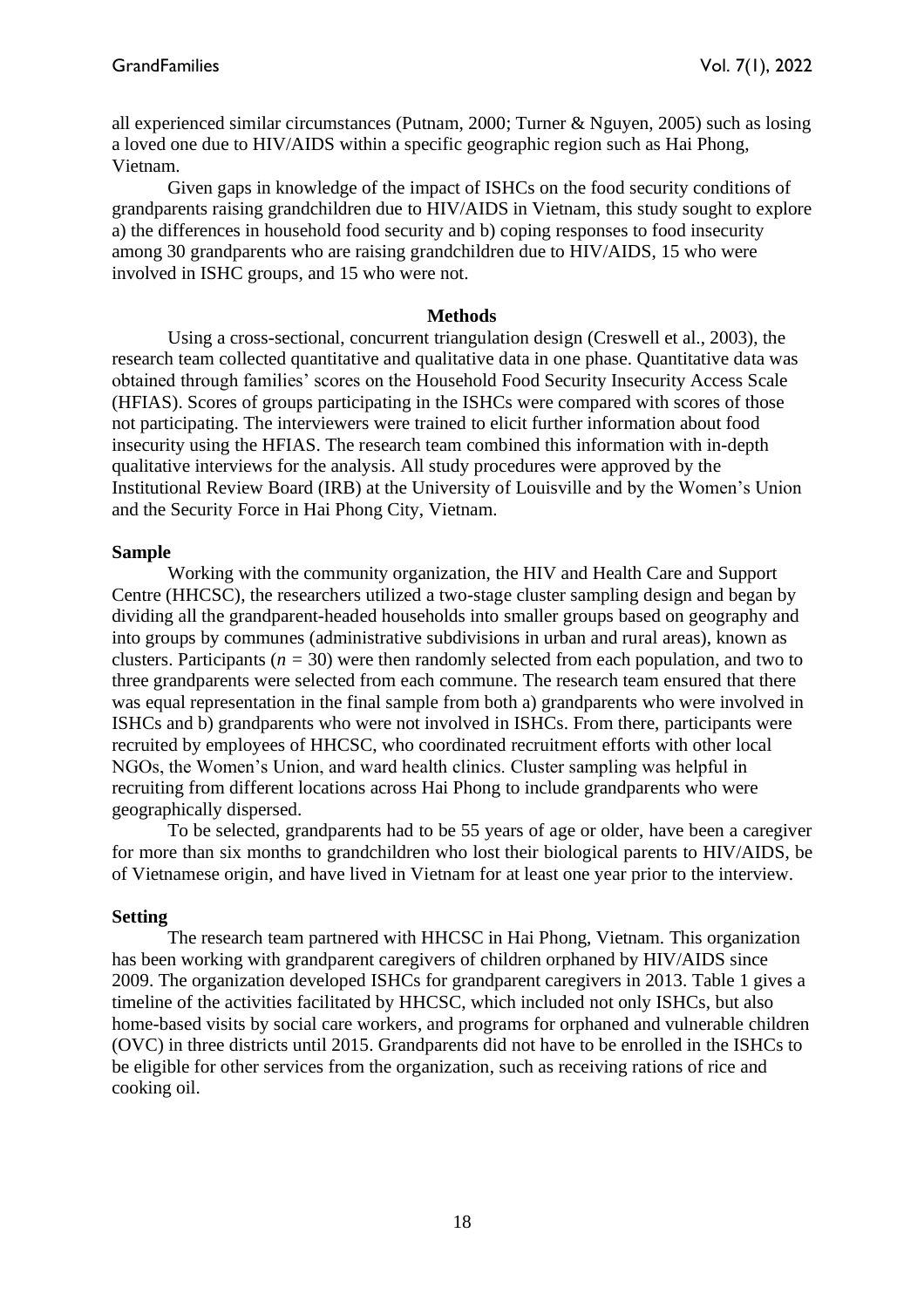all experienced similar circumstances (Putnam, 2000; Turner & Nguyen, 2005) such as losing a loved one due to HIV/AIDS within a specific geographic region such as Hai Phong, Vietnam.

Given gaps in knowledge of the impact of ISHCs on the food security conditions of grandparents raising grandchildren due to HIV/AIDS in Vietnam, this study sought to explore a) the differences in household food security and b) coping responses to food insecurity among 30 grandparents who are raising grandchildren due to HIV/AIDS, 15 who were involved in ISHC groups, and 15 who were not.

## Methods

Using a cross-sectional, concurrent triangulation design (Creswell et al., 2003), the research team collected quantitative and qualitative data in one phase. Quantitative data was obtained through families' scores on the Household Food Security Insecurity Access Scale (HFIAS). Scores of groups participating in the ISHCs were compared with scores of those not participating. The interviewers were trained to elicit further information about food insecurity using the HFIAS. The research team combined this information with in-depth qualitative interviews for the analysis. All study procedures were approved by the Institutional Review Board (IRB) at the University of Louisville and by the Women's Union and the Security Force in Hai Phong City, Vietnam.

### Sample

Working with the community organization, the HIV and Health Care and Support Centre (HHCSC), the researchers utilized a two-stage cluster sampling design and began by dividing all the grandparent-headed households into smaller groups based on geography and into groups by communes (administrative subdivisions in urban and rural areas), known as clusters. Participants ($n = 30$) were then randomly selected from each population, and two to three grandparents were selected from each commune. The research team ensured that there was equal representation in the final sample from both a) grandparents who were involved in ISHCs and b) grandparents who were not involved in ISHCs. From there, participants were recruited by employees of HHCSC, who coordinated recruitment efforts with other local NGOs, the Women's Union, and ward health clinics. Cluster sampling was helpful in recruiting from different locations across Hai Phong to include grandparents who were geographically dispersed.

To be selected, grandparents had to be 55 years of age or older, have been a caregiver for more than six months to grandchildren who lost their biological parents to HIV/AIDS, be of Vietnamese origin, and have lived in Vietnam for at least one year prior to the interview.

### Setting

The research team partnered with HHCSC in Hai Phong, Vietnam. This organization has been working with grandparent caregivers of children orphaned by HIV/AIDS since 2009. The organization developed ISHCs for grandparent caregivers in 2013. Table 1 gives a timeline of the activities facilitated by HHCSC, which included not only ISHCs, but also home-based visits by social care workers, and programs for orphaned and vulnerable children (OVC) in three districts until 2015. Grandparents did not have to be enrolled in the ISHCs to be eligible for other services from the organization, such as receiving rations of rice and cooking oil.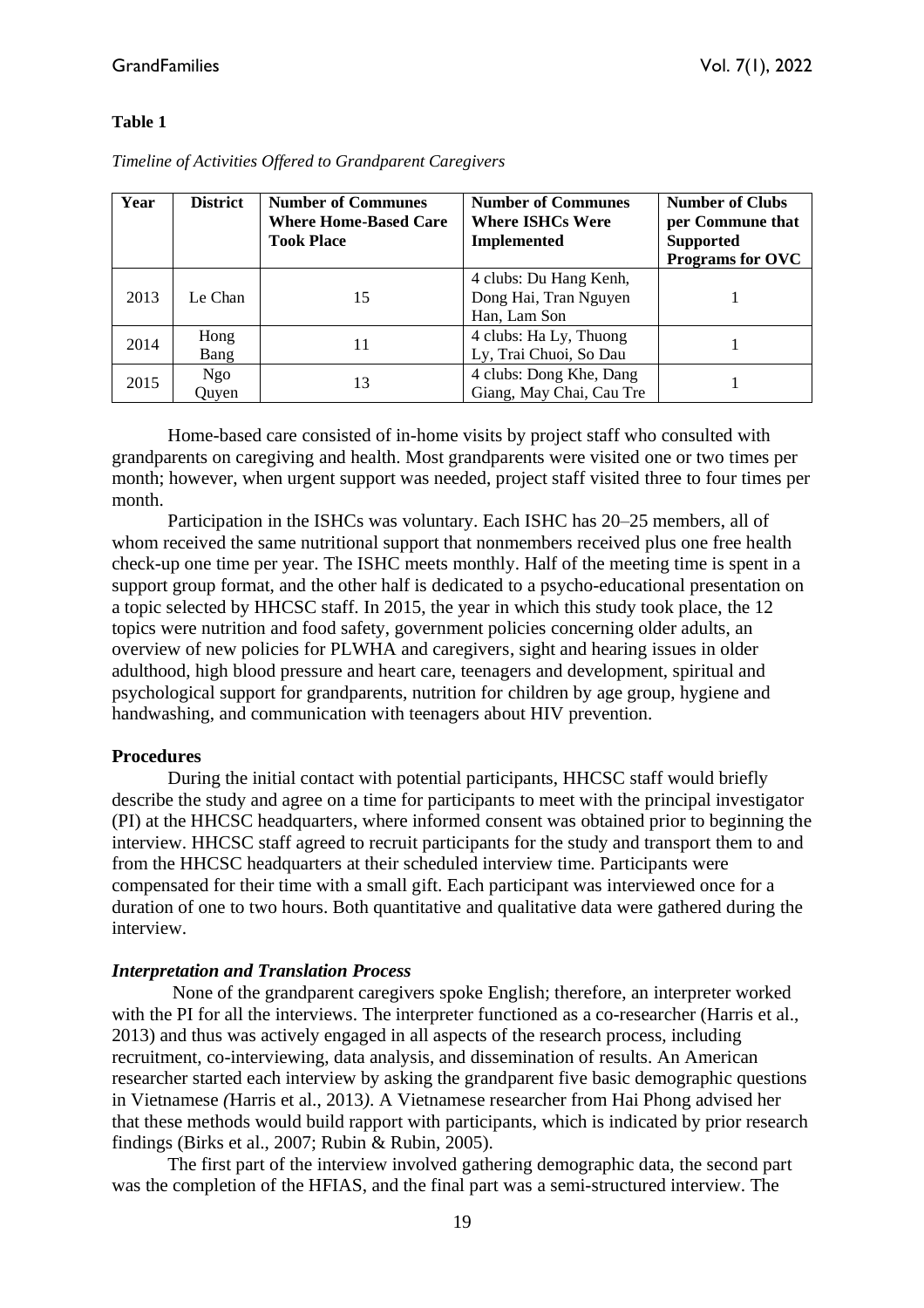**Table 1**

*Timeline of Activities Offered to Grandparent Caregivers*

| Year | District | Number of Communes Where Home-Based Care Took Place | Number of Communes Where ISHCs Were Implemented | Number of Clubs per Commune that Supported Programs for OVC |
|---|---|---|---|---|
| 2013 | Le Chan | 15 | 4 clubs: Du Hang Kenh, Dong Hai, Tran Nguyen Han, Lam Son | 1 |
| 2014 | Hong Bang | 11 | 4 clubs: Ha Ly, Thuong Ly, Trai Chuoi, So Dau | 1 |
| 2015 | Ngo Quyen | 13 | 4 clubs: Dong Khe, Dang Giang, May Chai, Cau Tre | 1 |

Home-based care consisted of in-home visits by project staff who consulted with grandparents on caregiving and health. Most grandparents were visited one or two times per month; however, when urgent support was needed, project staff visited three to four times per month.

Participation in the ISHCs was voluntary. Each ISHC has 20–25 members, all of whom received the same nutritional support that nonmembers received plus one free health check-up one time per year. The ISHC meets monthly. Half of the meeting time is spent in a support group format, and the other half is dedicated to a psycho-educational presentation on a topic selected by HHCSC staff. In 2015, the year in which this study took place, the 12 topics were nutrition and food safety, government policies concerning older adults, an overview of new policies for PLWHA and caregivers, sight and hearing issues in older adulthood, high blood pressure and heart care, teenagers and development, spiritual and psychological support for grandparents, nutrition for children by age group, hygiene and handwashing, and communication with teenagers about HIV prevention.

### Procedures

During the initial contact with potential participants, HHCSC staff would briefly describe the study and agree on a time for participants to meet with the principal investigator (PI) at the HHCSC headquarters, where informed consent was obtained prior to beginning the interview. HHCSC staff agreed to recruit participants for the study and transport them to and from the HHCSC headquarters at their scheduled interview time. Participants were compensated for their time with a small gift. Each participant was interviewed once for a duration of one to two hours. Both quantitative and qualitative data were gathered during the interview.

#### *Interpretation and Translation Process*

None of the grandparent caregivers spoke English; therefore, an interpreter worked with the PI for all the interviews. The interpreter functioned as a co-researcher (Harris et al., 2013) and thus was actively engaged in all aspects of the research process, including recruitment, co-interviewing, data analysis, and dissemination of results. An American researcher started each interview by asking the grandparent five basic demographic questions in Vietnamese *(*Harris et al., 2013*)*. A Vietnamese researcher from Hai Phong advised her that these methods would build rapport with participants, which is indicated by prior research findings (Birks et al., 2007; Rubin & Rubin, 2005).

The first part of the interview involved gathering demographic data, the second part was the completion of the HFIAS, and the final part was a semi-structured interview. The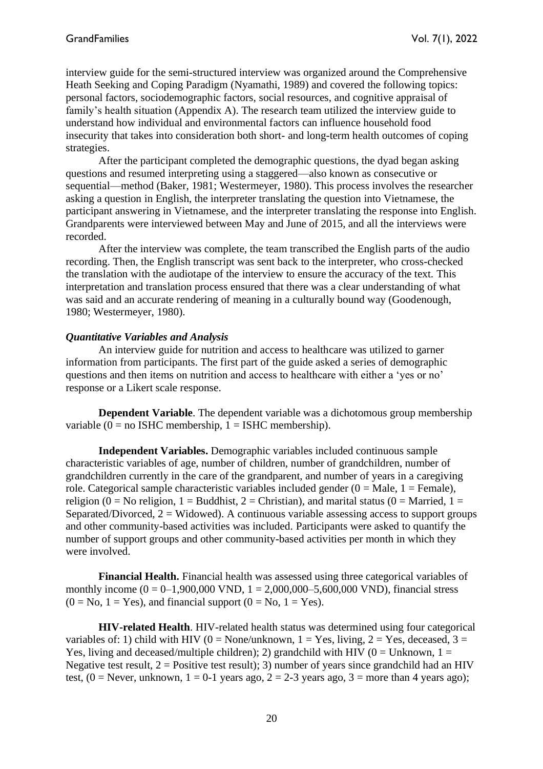interview guide for the semi-structured interview was organized around the Comprehensive Heath Seeking and Coping Paradigm (Nyamathi, 1989) and covered the following topics: personal factors, sociodemographic factors, social resources, and cognitive appraisal of family's health situation (Appendix A). The research team utilized the interview guide to understand how individual and environmental factors can influence household food insecurity that takes into consideration both short- and long-term health outcomes of coping strategies.

After the participant completed the demographic questions, the dyad began asking questions and resumed interpreting using a staggered—also known as consecutive or sequential—method (Baker, 1981; Westermeyer, 1980). This process involves the researcher asking a question in English, the interpreter translating the question into Vietnamese, the participant answering in Vietnamese, and the interpreter translating the response into English. Grandparents were interviewed between May and June of 2015, and all the interviews were recorded.

After the interview was complete, the team transcribed the English parts of the audio recording. Then, the English transcript was sent back to the interpreter, who cross-checked the translation with the audiotape of the interview to ensure the accuracy of the text. This interpretation and translation process ensured that there was a clear understanding of what was said and an accurate rendering of meaning in a culturally bound way (Goodenough, 1980; Westermeyer, 1980).

### *Quantitative Variables and Analysis*

An interview guide for nutrition and access to healthcare was utilized to garner information from participants. The first part of the guide asked a series of demographic questions and then items on nutrition and access to healthcare with either a 'yes or no' response or a Likert scale response.

**Dependent Variable**. The dependent variable was a dichotomous group membership variable (0 = no ISHC membership, 1 = ISHC membership).

**Independent Variables.** Demographic variables included continuous sample characteristic variables of age, number of children, number of grandchildren, number of grandchildren currently in the care of the grandparent, and number of years in a caregiving role. Categorical sample characteristic variables included gender (0 = Male, 1 = Female), religion (0 = No religion, 1 = Buddhist, 2 = Christian), and marital status (0 = Married, 1 = Separated/Divorced, 2 = Widowed). A continuous variable assessing access to support groups and other community-based activities was included. Participants were asked to quantify the number of support groups and other community-based activities per month in which they were involved.

**Financial Health.** Financial health was assessed using three categorical variables of monthly income (0 = 0–1,900,000 VND, 1 = 2,000,000–5,600,000 VND), financial stress (0 = No, 1 = Yes), and financial support (0 = No, 1 = Yes).

**HIV-related Health**. HIV-related health status was determined using four categorical variables of: 1) child with HIV (0 = None/unknown, 1 = Yes, living, 2 = Yes, deceased, 3 = Yes, living and deceased/multiple children); 2) grandchild with HIV (0 = Unknown, 1 = Negative test result, 2 = Positive test result); 3) number of years since grandchild had an HIV test, (0 = Never, unknown, 1 = 0-1 years ago, 2 = 2-3 years ago, 3 = more than 4 years ago);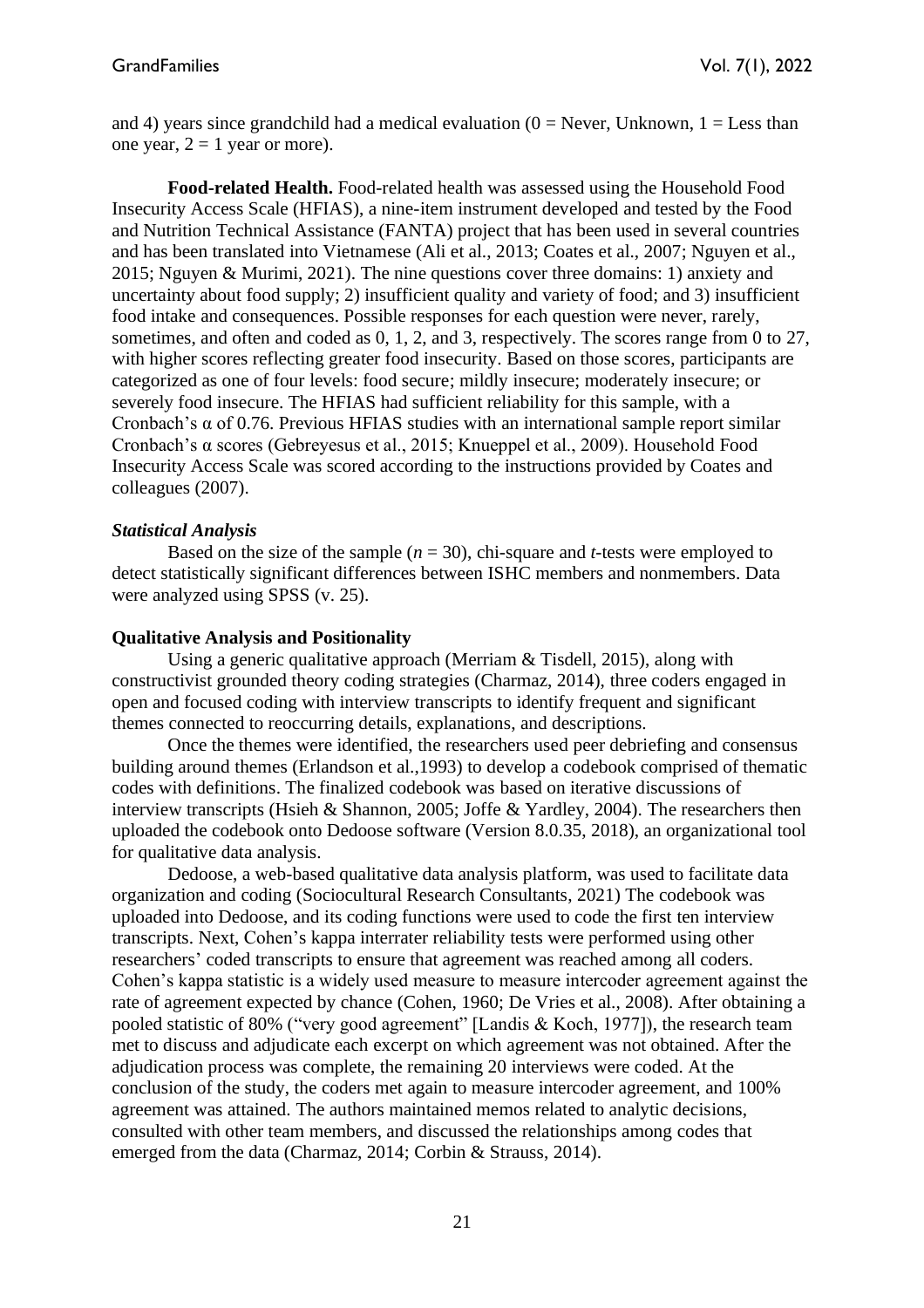and 4) years since grandchild had a medical evaluation (0 = Never, Unknown, 1 = Less than one year, 2 = 1 year or more).

**Food-related Health.** Food-related health was assessed using the Household Food Insecurity Access Scale (HFIAS), a nine-item instrument developed and tested by the Food and Nutrition Technical Assistance (FANTA) project that has been used in several countries and has been translated into Vietnamese (Ali et al., 2013; Coates et al., 2007; Nguyen et al., 2015; Nguyen & Murimi, 2021). The nine questions cover three domains: 1) anxiety and uncertainty about food supply; 2) insufficient quality and variety of food; and 3) insufficient food intake and consequences. Possible responses for each question were never, rarely, sometimes, and often and coded as 0, 1, 2, and 3, respectively. The scores range from 0 to 27, with higher scores reflecting greater food insecurity. Based on those scores, participants are categorized as one of four levels: food secure; mildly insecure; moderately insecure; or severely food insecure. The HFIAS had sufficient reliability for this sample, with a Cronbach's α of 0.76. Previous HFIAS studies with an international sample report similar Cronbach's α scores (Gebreyesus et al., 2015; Knueppel et al., 2009). Household Food Insecurity Access Scale was scored according to the instructions provided by Coates and colleagues (2007).

***Statistical Analysis***

Based on the size of the sample ($n = 30$), chi-square and *t*-tests were employed to detect statistically significant differences between ISHC members and nonmembers. Data were analyzed using SPSS (v. 25).

**Qualitative Analysis and Positionality**

Using a generic qualitative approach (Merriam & Tisdell, 2015), along with constructivist grounded theory coding strategies (Charmaz, 2014), three coders engaged in open and focused coding with interview transcripts to identify frequent and significant themes connected to reoccurring details, explanations, and descriptions.

Once the themes were identified, the researchers used peer debriefing and consensus building around themes (Erlandson et al.,1993) to develop a codebook comprised of thematic codes with definitions. The finalized codebook was based on iterative discussions of interview transcripts (Hsieh & Shannon, 2005; Joffe & Yardley, 2004). The researchers then uploaded the codebook onto Dedoose software (Version 8.0.35, 2018), an organizational tool for qualitative data analysis.

Dedoose, a web-based qualitative data analysis platform, was used to facilitate data organization and coding (Sociocultural Research Consultants, 2021) The codebook was uploaded into Dedoose, and its coding functions were used to code the first ten interview transcripts. Next, Cohen's kappa interrater reliability tests were performed using other researchers' coded transcripts to ensure that agreement was reached among all coders. Cohen's kappa statistic is a widely used measure to measure intercoder agreement against the rate of agreement expected by chance (Cohen, 1960; De Vries et al., 2008). After obtaining a pooled statistic of 80% ("very good agreement" [Landis & Koch, 1977]), the research team met to discuss and adjudicate each excerpt on which agreement was not obtained. After the adjudication process was complete, the remaining 20 interviews were coded. At the conclusion of the study, the coders met again to measure intercoder agreement, and 100% agreement was attained. The authors maintained memos related to analytic decisions, consulted with other team members, and discussed the relationships among codes that emerged from the data (Charmaz, 2014; Corbin & Strauss, 2014).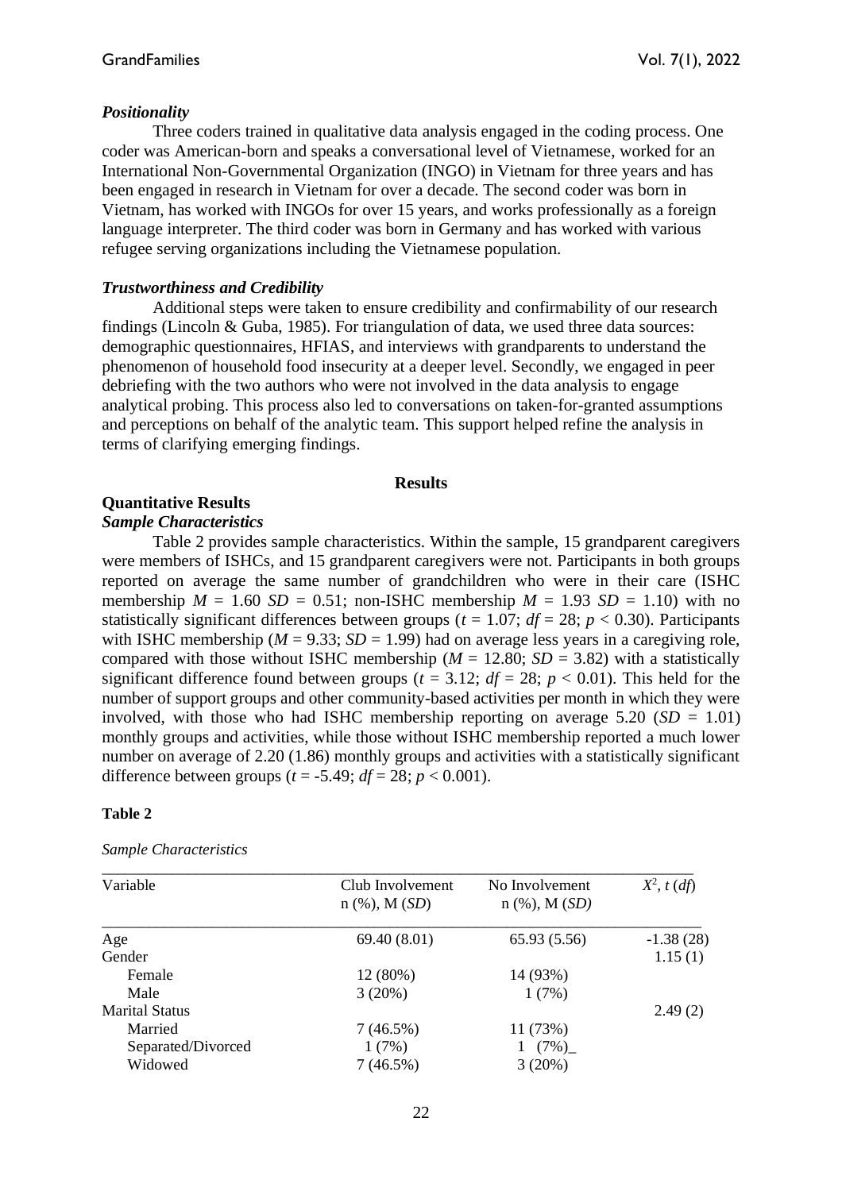### *Positionality*

Three coders trained in qualitative data analysis engaged in the coding process. One coder was American-born and speaks a conversational level of Vietnamese, worked for an International Non-Governmental Organization (INGO) in Vietnam for three years and has been engaged in research in Vietnam for over a decade. The second coder was born in Vietnam, has worked with INGOs for over 15 years, and works professionally as a foreign language interpreter. The third coder was born in Germany and has worked with various refugee serving organizations including the Vietnamese population.

### *Trustworthiness and Credibility*

Additional steps were taken to ensure credibility and confirmability of our research findings (Lincoln & Guba, 1985). For triangulation of data, we used three data sources: demographic questionnaires, HFIAS, and interviews with grandparents to understand the phenomenon of household food insecurity at a deeper level. Secondly, we engaged in peer debriefing with the two authors who were not involved in the data analysis to engage analytical probing. This process also led to conversations on taken-for-granted assumptions and perceptions on behalf of the analytic team. This support helped refine the analysis in terms of clarifying emerging findings.

## Results

### Quantitative Results

#### *Sample Characteristics*

Table 2 provides sample characteristics. Within the sample, 15 grandparent caregivers were members of ISHCs, and 15 grandparent caregivers were not. Participants in both groups reported on average the same number of grandchildren who were in their care (ISHC membership $M$ = 1.60 $SD$ = 0.51; non-ISHC membership $M$ = 1.93 $SD$ = 1.10) with no statistically significant differences between groups ($t$ = 1.07; $df$ = 28; $p$ < 0.30). Participants with ISHC membership ($M$ = 9.33; $SD$ = 1.99) had on average less years in a caregiving role, compared with those without ISHC membership ($M$ = 12.80; $SD$ = 3.82) with a statistically significant difference found between groups ($t$ = 3.12; $df$ = 28; $p$ < 0.01). This held for the number of support groups and other community-based activities per month in which they were involved, with those who had ISHC membership reporting on average 5.20 ($SD$ = 1.01) monthly groups and activities, while those without ISHC membership reported a much lower number on average of 2.20 (1.86) monthly groups and activities with a statistically significant difference between groups ($t$ = -5.49; $df$ = 28; $p$ < 0.001).

**Table 2**

*Sample Characteristics*

| Variable | Club Involvement n (%), M (*SD*) | No Involvement n (%), M (*SD*) | $X^2$, $t$ ($df$) |
|---|---|---|---|
| Age | 69.40 (8.01) | 65.93 (5.56) | -1.38 (28) |
| Gender | | | 1.15 (1) |
| Female | 12 (80%) | 14 (93%) | |
| Male | 3 (20%) | 1 (7%) | |
| Marital Status | | | 2.49 (2) |
| Married | 7 (46.5%) | 11 (73%) | |
| Separated/Divorced | 1 (7%) | 1 (7%) | |
| Widowed | 7 (46.5%) | 3 (20%) | |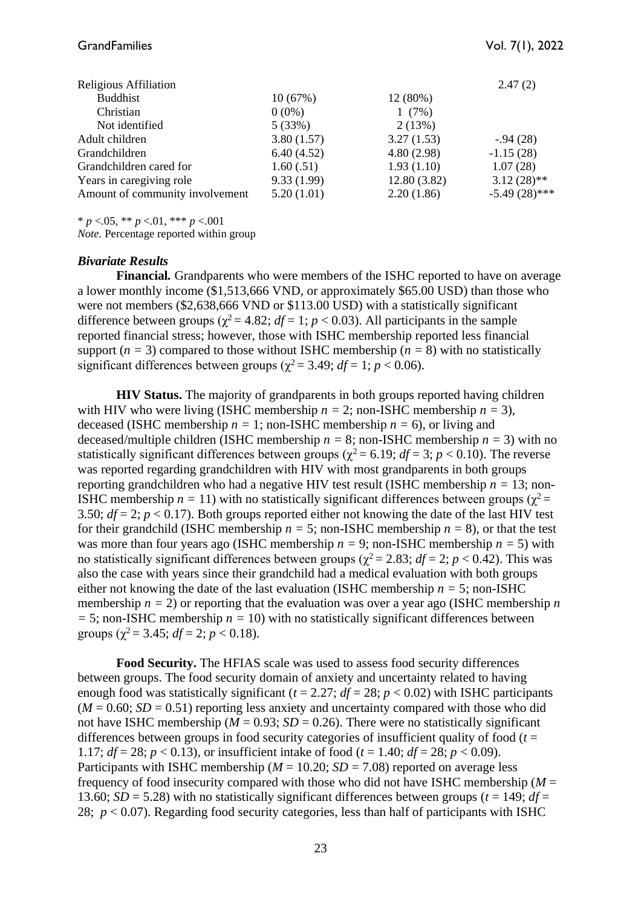| | | | |
|---|---|---|---|
| Religious Affiliation | | | 2.47 (2) |
| Buddhist | 10 (67%) | 12 (80%) | |
| Christian | 0 (0%) | 1 (7%) | |
| Not identified | 5 (33%) | 2 (13%) | |
| Adult children | 3.80 (1.57) | 3.27 (1.53) | -.94 (28) |
| Grandchildren | 6.40 (4.52) | 4.80 (2.98) | -1.15 (28) |
| Grandchildren cared for | 1.60 (.51) | 1.93 (1.10) | 1.07 (28) |
| Years in caregiving role | 9.33 (1.99) | 12.80 (3.82) | 3.12 (28)** |
| Amount of community involvement | 5.20 (1.01) | 2.20 (1.86) | -5.49 (28)*** |

* $p$ <.05, ** $p$ <.01, *** $p$ <.001
*Note.* Percentage reported within group

### *Bivariate Results*

**Financial.** Grandparents who were members of the ISHC reported to have on average a lower monthly income ($1,513,666 VND, or approximately $65.00 USD) than those who were not members ($2,638,666 VND or $113.00 USD) with a statistically significant difference between groups ($\chi^2 = 4.82$; $df = 1$; $p < 0.03$). All participants in the sample reported financial stress; however, those with ISHC membership reported less financial support ($n = 3$) compared to those without ISHC membership ($n = 8$) with no statistically significant differences between groups ($\chi^2 = 3.49$; $df = 1$; $p < 0.06$).

**HIV Status.** The majority of grandparents in both groups reported having children with HIV who were living (ISHC membership $n = 2$; non-ISHC membership $n = 3$), deceased (ISHC membership $n = 1$; non-ISHC membership $n = 6$), or living and deceased/multiple children (ISHC membership $n = 8$; non-ISHC membership $n = 3$) with no statistically significant differences between groups ($\chi^2 = 6.19$; $df = 3$; $p < 0.10$). The reverse was reported regarding grandchildren with HIV with most grandparents in both groups reporting grandchildren who had a negative HIV test result (ISHC membership $n = 13$; non-ISHC membership $n = 11$) with no statistically significant differences between groups ($\chi^2 = 3.50$; $df = 2$; $p < 0.17$). Both groups reported either not knowing the date of the last HIV test for their grandchild (ISHC membership $n = 5$; non-ISHC membership $n = 8$), or that the test was more than four years ago (ISHC membership $n = 9$; non-ISHC membership $n = 5$) with no statistically significant differences between groups ($\chi^2 = 2.83$; $df = 2$; $p < 0.42$). This was also the case with years since their grandchild had a medical evaluation with both groups either not knowing the date of the last evaluation (ISHC membership $n = 5$; non-ISHC membership $n = 2$) or reporting that the evaluation was over a year ago (ISHC membership $n = 5$; non-ISHC membership $n = 10$) with no statistically significant differences between groups ($\chi^2 = 3.45$; $df = 2$; $p < 0.18$).

**Food Security.** The HFIAS scale was used to assess food security differences between groups. The food security domain of anxiety and uncertainty related to having enough food was statistically significant ($t = 2.27$; $df = 28$; $p < 0.02$) with ISHC participants ($M = 0.60$; $SD = 0.51$) reporting less anxiety and uncertainty compared with those who did not have ISHC membership ($M = 0.93$; $SD = 0.26$). There were no statistically significant differences between groups in food security categories of insufficient quality of food ($t = 1.17$; $df = 28$; $p < 0.13$), or insufficient intake of food ($t = 1.40$; $df = 28$; $p < 0.09$). Participants with ISHC membership ($M = 10.20$; $SD = 7.08$) reported on average less frequency of food insecurity compared with those who did not have ISHC membership ($M = 13.60$; $SD = 5.28$) with no statistically significant differences between groups ($t = 149$; $df = 28$; $p < 0.07$). Regarding food security categories, less than half of participants with ISHC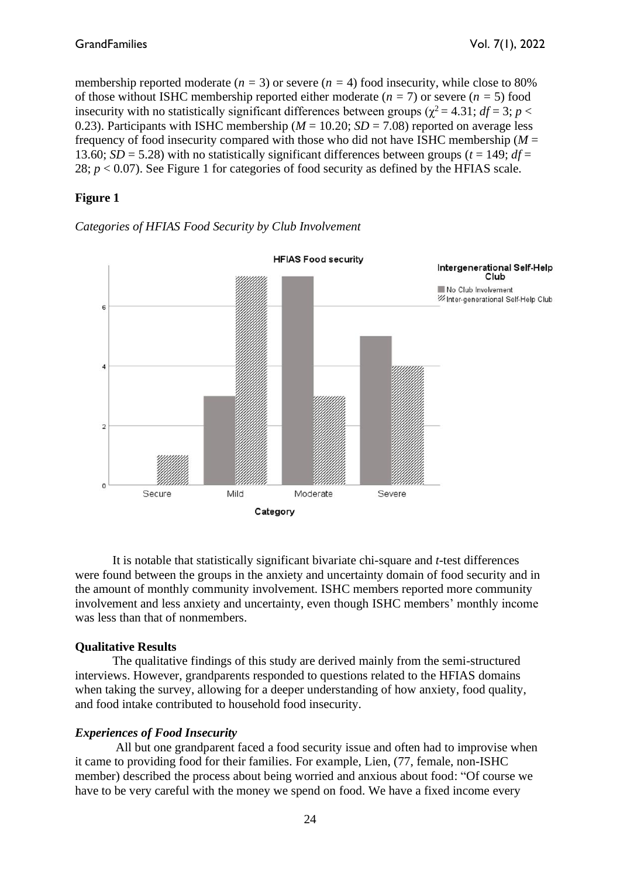membership reported moderate ($n$ = 3) or severe ($n$ = 4) food insecurity, while close to 80% of those without ISHC membership reported either moderate ($n$ = 7) or severe ($n$ = 5) food insecurity with no statistically significant differences between groups ($\chi^2 = 4.31$; $df = 3$; $p < 0.23$). Participants with ISHC membership ($M = 10.20$; $SD = 7.08$) reported on average less frequency of food insecurity compared with those who did not have ISHC membership ($M = 13.60$; $SD = 5.28$) with no statistically significant differences between groups ($t = 149$; $df = 28$; $p < 0.07$). See Figure 1 for categories of food security as defined by the HFIAS scale.

**Figure 1**

*Categories of HFIAS Food Security by Club Involvement*

It is notable that statistically significant bivariate chi-square and $t$-test differences were found between the groups in the anxiety and uncertainty domain of food security and in the amount of monthly community involvement. ISHC members reported more community involvement and less anxiety and uncertainty, even though ISHC members' monthly income was less than that of nonmembers.

### Qualitative Results

The qualitative findings of this study are derived mainly from the semi-structured interviews. However, grandparents responded to questions related to the HFIAS domains when taking the survey, allowing for a deeper understanding of how anxiety, food quality, and food intake contributed to household food insecurity.

#### *Experiences of Food Insecurity*

All but one grandparent faced a food security issue and often had to improvise when it came to providing food for their families. For example, Lien, (77, female, non-ISHC member) described the process about being worried and anxious about food: "Of course we have to be very careful with the money we spend on food. We have a fixed income every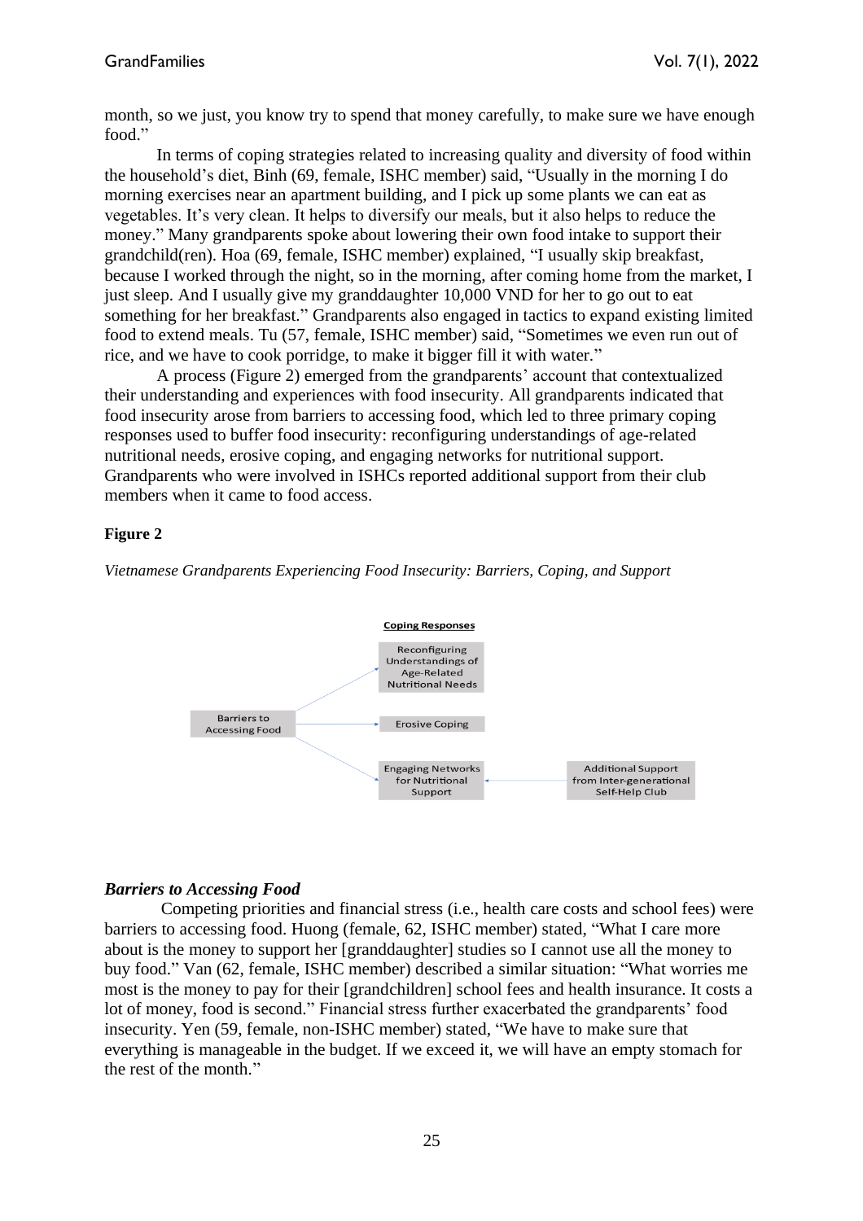month, so we just, you know try to spend that money carefully, to make sure we have enough food."

In terms of coping strategies related to increasing quality and diversity of food within the household's diet, Binh (69, female, ISHC member) said, "Usually in the morning I do morning exercises near an apartment building, and I pick up some plants we can eat as vegetables. It's very clean. It helps to diversify our meals, but it also helps to reduce the money." Many grandparents spoke about lowering their own food intake to support their grandchild(ren). Hoa (69, female, ISHC member) explained, "I usually skip breakfast, because I worked through the night, so in the morning, after coming home from the market, I just sleep. And I usually give my granddaughter 10,000 VND for her to go out to eat something for her breakfast." Grandparents also engaged in tactics to expand existing limited food to extend meals. Tu (57, female, ISHC member) said, "Sometimes we even run out of rice, and we have to cook porridge, to make it bigger fill it with water."

A process (Figure 2) emerged from the grandparents' account that contextualized their understanding and experiences with food insecurity. All grandparents indicated that food insecurity arose from barriers to accessing food, which led to three primary coping responses used to buffer food insecurity: reconfiguring understandings of age-related nutritional needs, erosive coping, and engaging networks for nutritional support. Grandparents who were involved in ISHCs reported additional support from their club members when it came to food access.

**Figure 2**

*Vietnamese Grandparents Experiencing Food Insecurity: Barriers, Coping, and Support*

**Coping Responses**

Barriers to Accessing Food → Reconfiguring Understandings of Age-Related Nutritional Needs

Barriers to Accessing Food → Erosive Coping

Barriers to Accessing Food → Engaging Networks for Nutritional Support ← Additional Support from Inter-generational Self-Help Club

### *Barriers to Accessing Food*

Competing priorities and financial stress (i.e., health care costs and school fees) were barriers to accessing food. Huong (female, 62, ISHC member) stated, "What I care more about is the money to support her [granddaughter] studies so I cannot use all the money to buy food." Van (62, female, ISHC member) described a similar situation: "What worries me most is the money to pay for their [grandchildren] school fees and health insurance. It costs a lot of money, food is second." Financial stress further exacerbated the grandparents' food insecurity. Yen (59, female, non-ISHC member) stated, "We have to make sure that everything is manageable in the budget. If we exceed it, we will have an empty stomach for the rest of the month."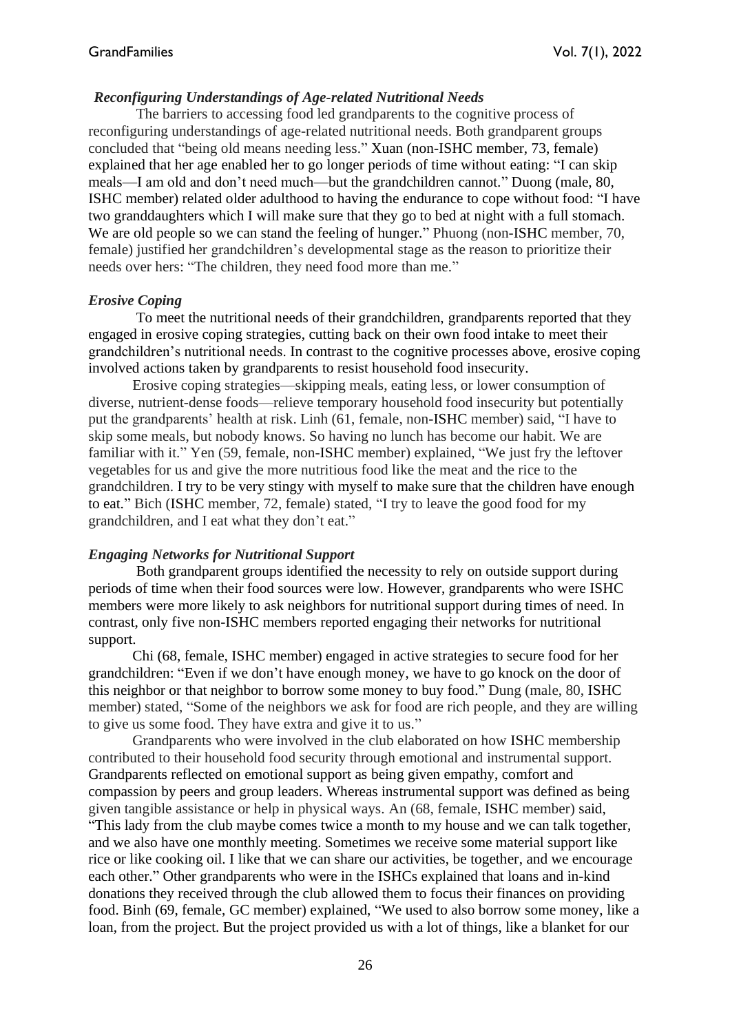### *Reconfiguring Understandings of Age-related Nutritional Needs*

The barriers to accessing food led grandparents to the cognitive process of reconfiguring understandings of age-related nutritional needs. Both grandparent groups concluded that "being old means needing less." Xuan (non-ISHC member, 73, female) explained that her age enabled her to go longer periods of time without eating: "I can skip meals—I am old and don't need much—but the grandchildren cannot." Duong (male, 80, ISHC member) related older adulthood to having the endurance to cope without food: "I have two granddaughters which I will make sure that they go to bed at night with a full stomach. We are old people so we can stand the feeling of hunger." Phuong (non-ISHC member, 70, female) justified her grandchildren's developmental stage as the reason to prioritize their needs over hers: "The children, they need food more than me."

### *Erosive Coping*

To meet the nutritional needs of their grandchildren, grandparents reported that they engaged in erosive coping strategies, cutting back on their own food intake to meet their grandchildren's nutritional needs. In contrast to the cognitive processes above, erosive coping involved actions taken by grandparents to resist household food insecurity.

Erosive coping strategies—skipping meals, eating less, or lower consumption of diverse, nutrient-dense foods—relieve temporary household food insecurity but potentially put the grandparents' health at risk. Linh (61, female, non-ISHC member) said, "I have to skip some meals, but nobody knows. So having no lunch has become our habit. We are familiar with it." Yen (59, female, non-ISHC member) explained, "We just fry the leftover vegetables for us and give the more nutritious food like the meat and the rice to the grandchildren. I try to be very stingy with myself to make sure that the children have enough to eat." Bich (ISHC member, 72, female) stated, "I try to leave the good food for my grandchildren, and I eat what they don't eat."

### *Engaging Networks for Nutritional Support*

Both grandparent groups identified the necessity to rely on outside support during periods of time when their food sources were low. However, grandparents who were ISHC members were more likely to ask neighbors for nutritional support during times of need. In contrast, only five non-ISHC members reported engaging their networks for nutritional support.

Chi (68, female, ISHC member) engaged in active strategies to secure food for her grandchildren: "Even if we don't have enough money, we have to go knock on the door of this neighbor or that neighbor to borrow some money to buy food." Dung (male, 80, ISHC member) stated, "Some of the neighbors we ask for food are rich people, and they are willing to give us some food. They have extra and give it to us."

Grandparents who were involved in the club elaborated on how ISHC membership contributed to their household food security through emotional and instrumental support. Grandparents reflected on emotional support as being given empathy, comfort and compassion by peers and group leaders. Whereas instrumental support was defined as being given tangible assistance or help in physical ways. An (68, female, ISHC member) said, "This lady from the club maybe comes twice a month to my house and we can talk together, and we also have one monthly meeting. Sometimes we receive some material support like rice or like cooking oil. I like that we can share our activities, be together, and we encourage each other." Other grandparents who were in the ISHCs explained that loans and in-kind donations they received through the club allowed them to focus their finances on providing food. Binh (69, female, GC member) explained, "We used to also borrow some money, like a loan, from the project. But the project provided us with a lot of things, like a blanket for our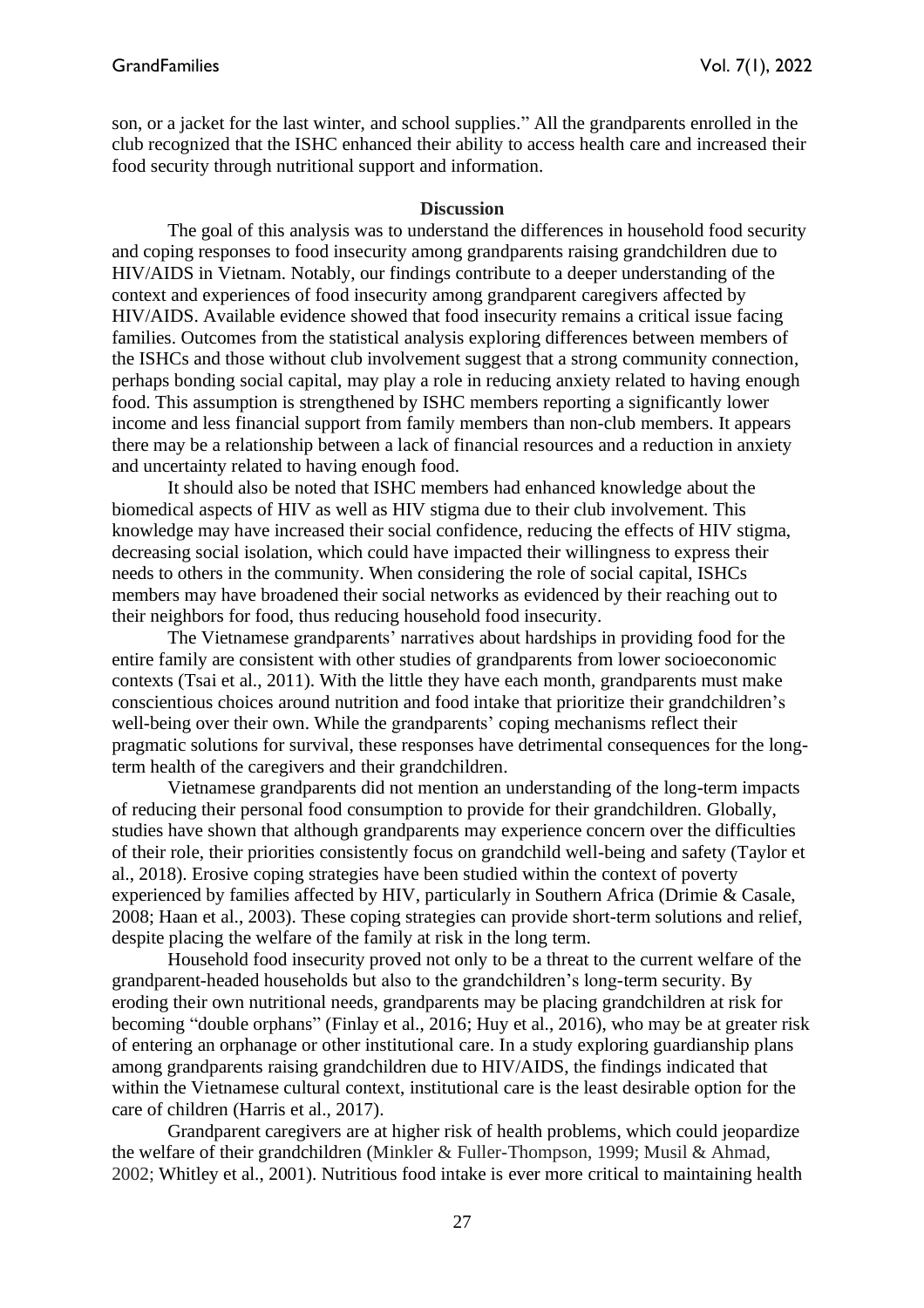son, or a jacket for the last winter, and school supplies." All the grandparents enrolled in the club recognized that the ISHC enhanced their ability to access health care and increased their food security through nutritional support and information.

## Discussion

The goal of this analysis was to understand the differences in household food security and coping responses to food insecurity among grandparents raising grandchildren due to HIV/AIDS in Vietnam. Notably, our findings contribute to a deeper understanding of the context and experiences of food insecurity among grandparent caregivers affected by HIV/AIDS. Available evidence showed that food insecurity remains a critical issue facing families. Outcomes from the statistical analysis exploring differences between members of the ISHCs and those without club involvement suggest that a strong community connection, perhaps bonding social capital, may play a role in reducing anxiety related to having enough food. This assumption is strengthened by ISHC members reporting a significantly lower income and less financial support from family members than non-club members. It appears there may be a relationship between a lack of financial resources and a reduction in anxiety and uncertainty related to having enough food.

It should also be noted that ISHC members had enhanced knowledge about the biomedical aspects of HIV as well as HIV stigma due to their club involvement. This knowledge may have increased their social confidence, reducing the effects of HIV stigma, decreasing social isolation, which could have impacted their willingness to express their needs to others in the community. When considering the role of social capital, ISHCs members may have broadened their social networks as evidenced by their reaching out to their neighbors for food, thus reducing household food insecurity.

The Vietnamese grandparents' narratives about hardships in providing food for the entire family are consistent with other studies of grandparents from lower socioeconomic contexts (Tsai et al., 2011). With the little they have each month, grandparents must make conscientious choices around nutrition and food intake that prioritize their grandchildren's well-being over their own. While the grandparents' coping mechanisms reflect their pragmatic solutions for survival, these responses have detrimental consequences for the long-term health of the caregivers and their grandchildren.

Vietnamese grandparents did not mention an understanding of the long-term impacts of reducing their personal food consumption to provide for their grandchildren. Globally, studies have shown that although grandparents may experience concern over the difficulties of their role, their priorities consistently focus on grandchild well-being and safety (Taylor et al., 2018). Erosive coping strategies have been studied within the context of poverty experienced by families affected by HIV, particularly in Southern Africa (Drimie & Casale, 2008; Haan et al., 2003). These coping strategies can provide short-term solutions and relief, despite placing the welfare of the family at risk in the long term.

Household food insecurity proved not only to be a threat to the current welfare of the grandparent-headed households but also to the grandchildren's long-term security. By eroding their own nutritional needs, grandparents may be placing grandchildren at risk for becoming "double orphans" (Finlay et al., 2016; Huy et al., 2016), who may be at greater risk of entering an orphanage or other institutional care. In a study exploring guardianship plans among grandparents raising grandchildren due to HIV/AIDS, the findings indicated that within the Vietnamese cultural context, institutional care is the least desirable option for the care of children (Harris et al., 2017).

Grandparent caregivers are at higher risk of health problems, which could jeopardize the welfare of their grandchildren (Minkler & Fuller-Thompson, 1999; Musil & Ahmad, 2002; Whitley et al., 2001). Nutritious food intake is ever more critical to maintaining health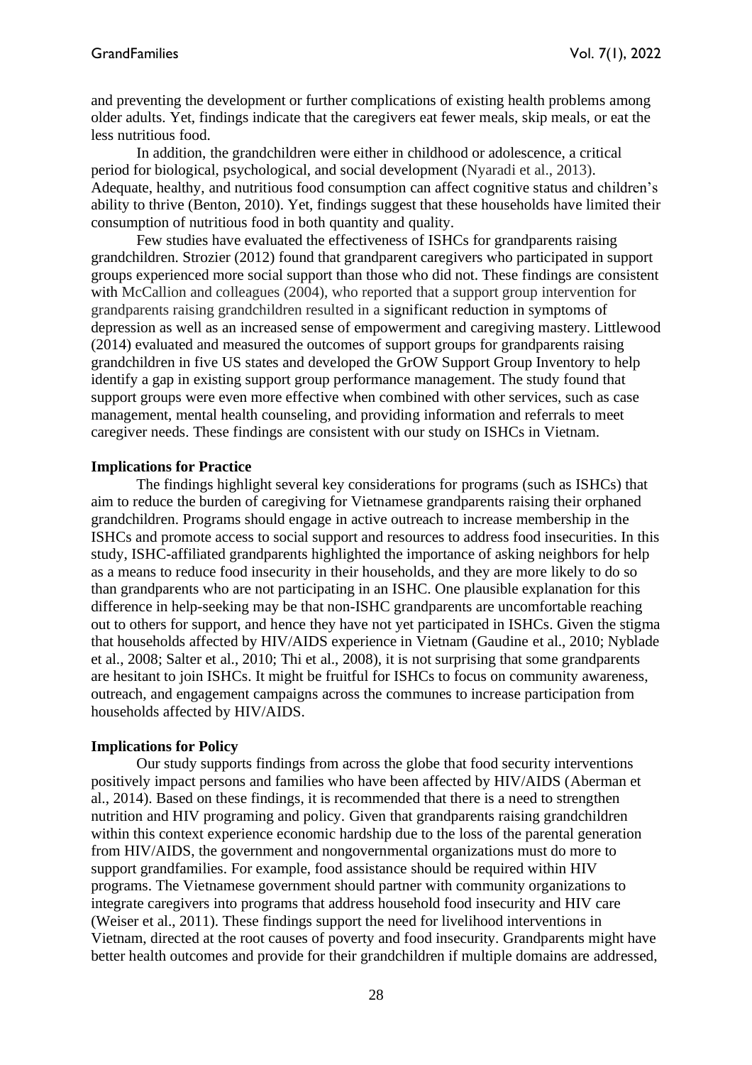and preventing the development or further complications of existing health problems among older adults. Yet, findings indicate that the caregivers eat fewer meals, skip meals, or eat the less nutritious food.

In addition, the grandchildren were either in childhood or adolescence, a critical period for biological, psychological, and social development (Nyaradi et al., 2013). Adequate, healthy, and nutritious food consumption can affect cognitive status and children's ability to thrive (Benton, 2010). Yet, findings suggest that these households have limited their consumption of nutritious food in both quantity and quality.

Few studies have evaluated the effectiveness of ISHCs for grandparents raising grandchildren. Strozier (2012) found that grandparent caregivers who participated in support groups experienced more social support than those who did not. These findings are consistent with McCallion and colleagues (2004), who reported that a support group intervention for grandparents raising grandchildren resulted in a significant reduction in symptoms of depression as well as an increased sense of empowerment and caregiving mastery. Littlewood (2014) evaluated and measured the outcomes of support groups for grandparents raising grandchildren in five US states and developed the GrOW Support Group Inventory to help identify a gap in existing support group performance management. The study found that support groups were even more effective when combined with other services, such as case management, mental health counseling, and providing information and referrals to meet caregiver needs. These findings are consistent with our study on ISHCs in Vietnam.

**Implications for Practice**

The findings highlight several key considerations for programs (such as ISHCs) that aim to reduce the burden of caregiving for Vietnamese grandparents raising their orphaned grandchildren. Programs should engage in active outreach to increase membership in the ISHCs and promote access to social support and resources to address food insecurities. In this study, ISHC-affiliated grandparents highlighted the importance of asking neighbors for help as a means to reduce food insecurity in their households, and they are more likely to do so than grandparents who are not participating in an ISHC. One plausible explanation for this difference in help-seeking may be that non-ISHC grandparents are uncomfortable reaching out to others for support, and hence they have not yet participated in ISHCs. Given the stigma that households affected by HIV/AIDS experience in Vietnam (Gaudine et al., 2010; Nyblade et al., 2008; Salter et al., 2010; Thi et al., 2008), it is not surprising that some grandparents are hesitant to join ISHCs. It might be fruitful for ISHCs to focus on community awareness, outreach, and engagement campaigns across the communes to increase participation from households affected by HIV/AIDS.

**Implications for Policy**

Our study supports findings from across the globe that food security interventions positively impact persons and families who have been affected by HIV/AIDS (Aberman et al., 2014). Based on these findings, it is recommended that there is a need to strengthen nutrition and HIV programing and policy. Given that grandparents raising grandchildren within this context experience economic hardship due to the loss of the parental generation from HIV/AIDS, the government and nongovernmental organizations must do more to support grandfamilies. For example, food assistance should be required within HIV programs. The Vietnamese government should partner with community organizations to integrate caregivers into programs that address household food insecurity and HIV care (Weiser et al., 2011). These findings support the need for livelihood interventions in Vietnam, directed at the root causes of poverty and food insecurity. Grandparents might have better health outcomes and provide for their grandchildren if multiple domains are addressed,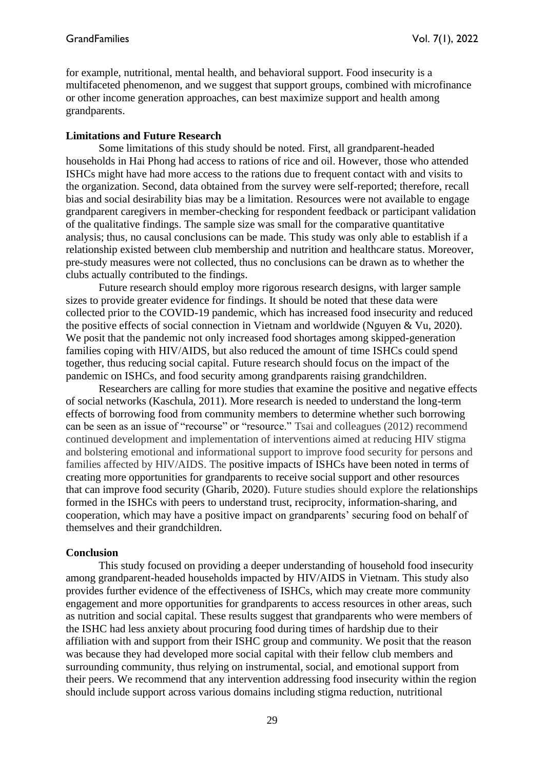for example, nutritional, mental health, and behavioral support. Food insecurity is a multifaceted phenomenon, and we suggest that support groups, combined with microfinance or other income generation approaches, can best maximize support and health among grandparents.

**Limitations and Future Research**

Some limitations of this study should be noted. First, all grandparent-headed households in Hai Phong had access to rations of rice and oil. However, those who attended ISHCs might have had more access to the rations due to frequent contact with and visits to the organization. Second, data obtained from the survey were self-reported; therefore, recall bias and social desirability bias may be a limitation. Resources were not available to engage grandparent caregivers in member-checking for respondent feedback or participant validation of the qualitative findings. The sample size was small for the comparative quantitative analysis; thus, no causal conclusions can be made. This study was only able to establish if a relationship existed between club membership and nutrition and healthcare status. Moreover, pre-study measures were not collected, thus no conclusions can be drawn as to whether the clubs actually contributed to the findings.

Future research should employ more rigorous research designs, with larger sample sizes to provide greater evidence for findings. It should be noted that these data were collected prior to the COVID-19 pandemic, which has increased food insecurity and reduced the positive effects of social connection in Vietnam and worldwide (Nguyen & Vu, 2020). We posit that the pandemic not only increased food shortages among skipped-generation families coping with HIV/AIDS, but also reduced the amount of time ISHCs could spend together, thus reducing social capital. Future research should focus on the impact of the pandemic on ISHCs, and food security among grandparents raising grandchildren.

Researchers are calling for more studies that examine the positive and negative effects of social networks (Kaschula, 2011). More research is needed to understand the long-term effects of borrowing food from community members to determine whether such borrowing can be seen as an issue of "recourse" or "resource." Tsai and colleagues (2012) recommend continued development and implementation of interventions aimed at reducing HIV stigma and bolstering emotional and informational support to improve food security for persons and families affected by HIV/AIDS. The positive impacts of ISHCs have been noted in terms of creating more opportunities for grandparents to receive social support and other resources that can improve food security (Gharib, 2020). Future studies should explore the relationships formed in the ISHCs with peers to understand trust, reciprocity, information-sharing, and cooperation, which may have a positive impact on grandparents' securing food on behalf of themselves and their grandchildren.

**Conclusion**

This study focused on providing a deeper understanding of household food insecurity among grandparent-headed households impacted by HIV/AIDS in Vietnam. This study also provides further evidence of the effectiveness of ISHCs, which may create more community engagement and more opportunities for grandparents to access resources in other areas, such as nutrition and social capital. These results suggest that grandparents who were members of the ISHC had less anxiety about procuring food during times of hardship due to their affiliation with and support from their ISHC group and community. We posit that the reason was because they had developed more social capital with their fellow club members and surrounding community, thus relying on instrumental, social, and emotional support from their peers. We recommend that any intervention addressing food insecurity within the region should include support across various domains including stigma reduction, nutritional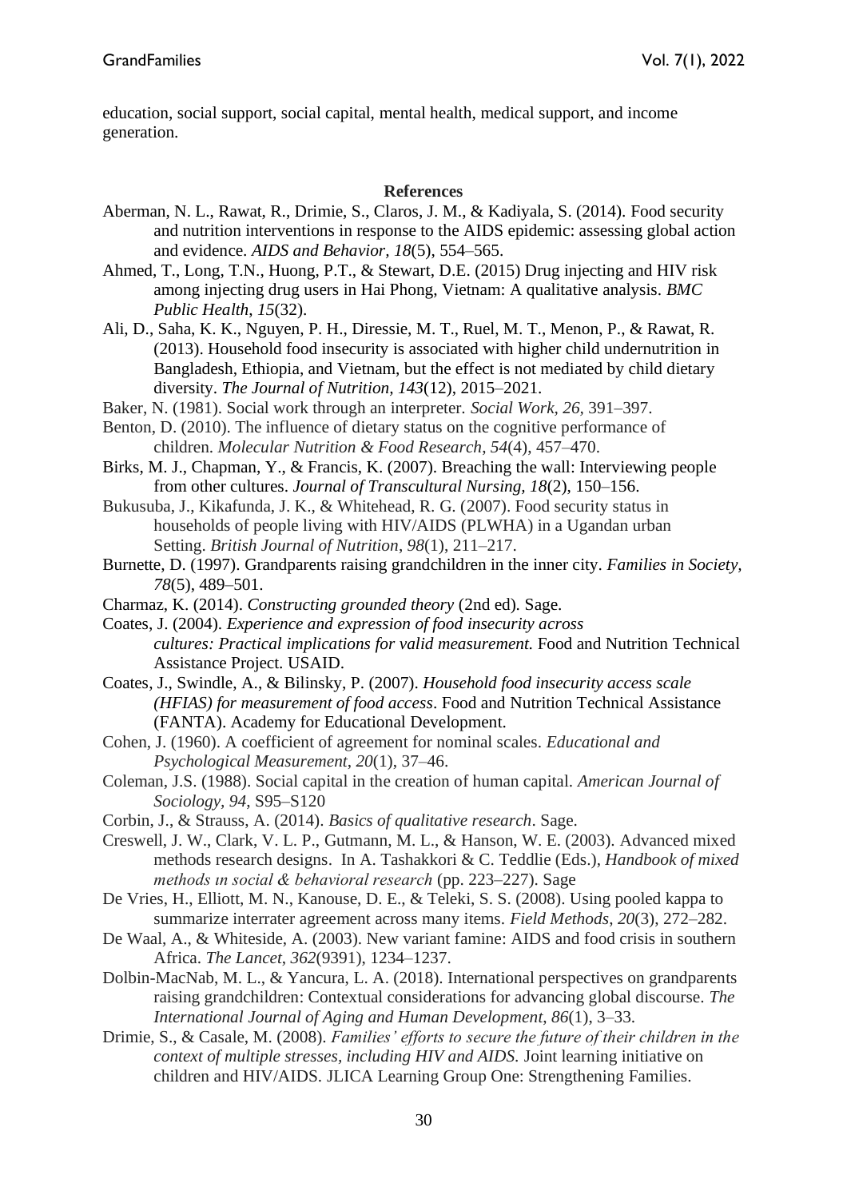education, social support, social capital, mental health, medical support, and income generation.

## References

Aberman, N. L., Rawat, R., Drimie, S., Claros, J. M., & Kadiyala, S. (2014). Food security and nutrition interventions in response to the AIDS epidemic: assessing global action and evidence. *AIDS and Behavior*, *18*(5), 554–565.

Ahmed, T., Long, T.N., Huong, P.T., & Stewart, D.E. (2015) Drug injecting and HIV risk among injecting drug users in Hai Phong, Vietnam: A qualitative analysis. *BMC Public Health*, *15*(32).

Ali, D., Saha, K. K., Nguyen, P. H., Diressie, M. T., Ruel, M. T., Menon, P., & Rawat, R. (2013). Household food insecurity is associated with higher child undernutrition in Bangladesh, Ethiopia, and Vietnam, but the effect is not mediated by child dietary diversity. *The Journal of Nutrition*, *143*(12), 2015–2021.

Baker, N. (1981). Social work through an interpreter. *Social Work*, *26*, 391–397.

Benton, D. (2010). The influence of dietary status on the cognitive performance of children. *Molecular Nutrition & Food Research*, *54*(4), 457–470.

Birks, M. J., Chapman, Y., & Francis, K. (2007). Breaching the wall: Interviewing people from other cultures. *Journal of Transcultural Nursing*, *18*(2), 150–156.

Bukusuba, J., Kikafunda, J. K., & Whitehead, R. G. (2007). Food security status in households of people living with HIV/AIDS (PLWHA) in a Ugandan urban Setting. *British Journal of Nutrition*, *98*(1), 211–217.

Burnette, D. (1997). Grandparents raising grandchildren in the inner city. *Families in Society*, *78*(5), 489–501.

Charmaz, K. (2014). *Constructing grounded theory* (2nd ed). Sage.

Coates, J. (2004). *Experience and expression of food insecurity across cultures: Practical implications for valid measurement.* Food and Nutrition Technical Assistance Project. USAID.

Coates, J., Swindle, A., & Bilinsky, P. (2007). *Household food insecurity access scale (HFIAS) for measurement of food access*. Food and Nutrition Technical Assistance (FANTA). Academy for Educational Development.

Cohen, J. (1960). A coefficient of agreement for nominal scales. *Educational and Psychological Measurement*, *20*(1), 37–46.

Coleman, J.S. (1988). Social capital in the creation of human capital. *American Journal of Sociology*, *94*, S95–S120

Corbin, J., & Strauss, A. (2014). *Basics of qualitative research*. Sage.

Creswell, J. W., Clark, V. L. P., Gutmann, M. L., & Hanson, W. E. (2003). Advanced mixed methods research designs. In A. Tashakkori & C. Teddlie (Eds.), *Handbook of mixed methods ın social & behavioral research* (pp. 223–227). Sage

De Vries, H., Elliott, M. N., Kanouse, D. E., & Teleki, S. S. (2008). Using pooled kappa to summarize interrater agreement across many items. *Field Methods*, *20*(3), 272–282.

De Waal, A., & Whiteside, A. (2003). New variant famine: AIDS and food crisis in southern Africa. *The Lancet*, *362*(9391), 1234–1237.

Dolbin-MacNab, M. L., & Yancura, L. A. (2018). International perspectives on grandparents raising grandchildren: Contextual considerations for advancing global discourse. *The International Journal of Aging and Human Development*, *86*(1), 3–33.

Drimie, S., & Casale, M. (2008). *Families' efforts to secure the future of their children in the context of multiple stresses, including HIV and AIDS.* Joint learning initiative on children and HIV/AIDS. JLICA Learning Group One: Strengthening Families.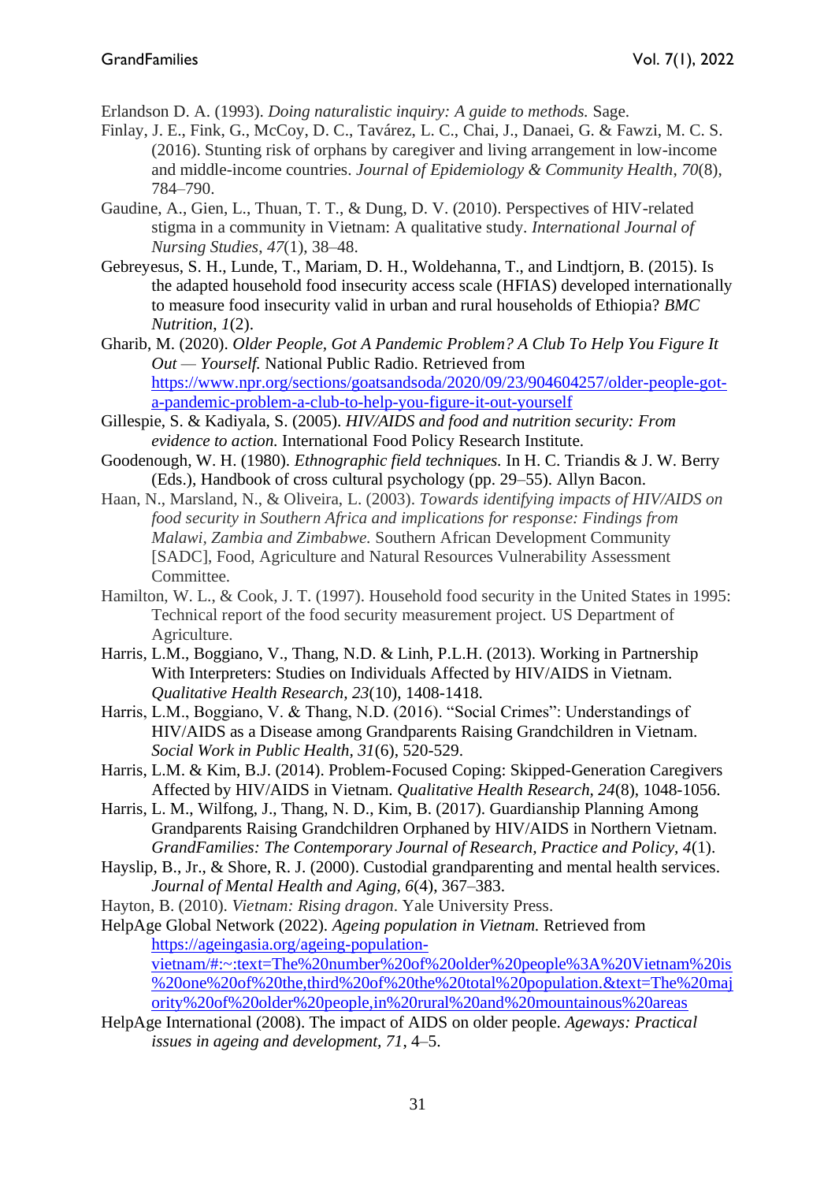Erlandson D. A. (1993). *Doing naturalistic inquiry: A guide to methods.* Sage.

Finlay, J. E., Fink, G., McCoy, D. C., Tavárez, L. C., Chai, J., Danaei, G. & Fawzi, M. C. S. (2016). Stunting risk of orphans by caregiver and living arrangement in low-income and middle-income countries. *Journal of Epidemiology & Community Health*, *70*(8), 784–790.

Gaudine, A., Gien, L., Thuan, T. T., & Dung, D. V. (2010). Perspectives of HIV-related stigma in a community in Vietnam: A qualitative study. *International Journal of Nursing Studies*, *47*(1), 38–48.

Gebreyesus, S. H., Lunde, T., Mariam, D. H., Woldehanna, T., and Lindtjorn, B. (2015). Is the adapted household food insecurity access scale (HFIAS) developed internationally to measure food insecurity valid in urban and rural households of Ethiopia? *BMC Nutrition*, *1*(2).

Gharib, M. (2020). *Older People, Got A Pandemic Problem? A Club To Help You Figure It Out — Yourself.* National Public Radio. Retrieved from https://www.npr.org/sections/goatsandsoda/2020/09/23/904604257/older-people-got-a-pandemic-problem-a-club-to-help-you-figure-it-out-yourself

Gillespie, S. & Kadiyala, S. (2005). *HIV/AIDS and food and nutrition security: From evidence to action.* International Food Policy Research Institute.

Goodenough, W. H. (1980). *Ethnographic field techniques.* In H. C. Triandis & J. W. Berry (Eds.), Handbook of cross cultural psychology (pp. 29–55). Allyn Bacon.

Haan, N., Marsland, N., & Oliveira, L. (2003). *Towards identifying impacts of HIV/AIDS on food security in Southern Africa and implications for response: Findings from Malawi, Zambia and Zimbabwe.* Southern African Development Community [SADC], Food, Agriculture and Natural Resources Vulnerability Assessment Committee.

Hamilton, W. L., & Cook, J. T. (1997). Household food security in the United States in 1995: Technical report of the food security measurement project. US Department of Agriculture.

Harris, L.M., Boggiano, V., Thang, N.D. & Linh, P.L.H. (2013). Working in Partnership With Interpreters: Studies on Individuals Affected by HIV/AIDS in Vietnam. *Qualitative Health Research, 23*(10), 1408-1418.

Harris, L.M., Boggiano, V. & Thang, N.D. (2016). "Social Crimes": Understandings of HIV/AIDS as a Disease among Grandparents Raising Grandchildren in Vietnam. *Social Work in Public Health, 31*(6), 520-529.

Harris, L.M. & Kim, B.J. (2014). Problem-Focused Coping: Skipped-Generation Caregivers Affected by HIV/AIDS in Vietnam. *Qualitative Health Research, 24*(8), 1048-1056.

Harris, L. M., Wilfong, J., Thang, N. D., Kim, B. (2017). Guardianship Planning Among Grandparents Raising Grandchildren Orphaned by HIV/AIDS in Northern Vietnam. *GrandFamilies: The Contemporary Journal of Research, Practice and Policy, 4*(1).

Hayslip, B., Jr., & Shore, R. J. (2000). Custodial grandparenting and mental health services. *Journal of Mental Health and Aging, 6*(4), 367–383.

Hayton, B. (2010). *Vietnam: Rising dragon*. Yale University Press.

HelpAge Global Network (2022). *Ageing population in Vietnam.* Retrieved from https://ageingasia.org/ageing-population-vietnam/#:~:text=The%20number%20of%20older%20people%3A%20Vietnam%20is%20one%20of%20the,third%20of%20the%20total%20population.&text=The%20majority%20of%20older%20people,in%20rural%20and%20mountainous%20areas

HelpAge International (2008). The impact of AIDS on older people. *Ageways: Practical issues in ageing and development, 71*, 4–5.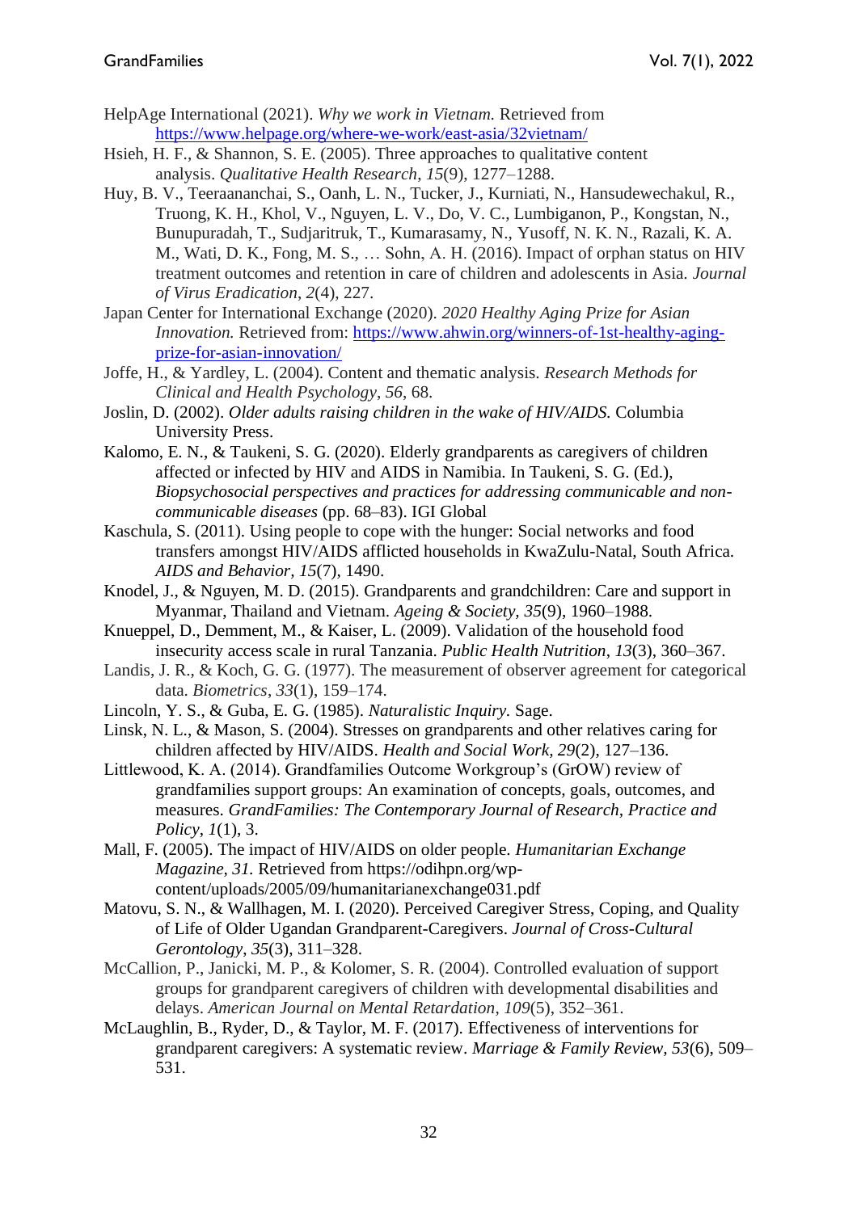HelpAge International (2021). *Why we work in Vietnam.* Retrieved from https://www.helpage.org/where-we-work/east-asia/32vietnam/

Hsieh, H. F., & Shannon, S. E. (2005). Three approaches to qualitative content analysis. *Qualitative Health Research*, *15*(9), 1277–1288.

Huy, B. V., Teeraananchai, S., Oanh, L. N., Tucker, J., Kurniati, N., Hansudewechakul, R., Truong, K. H., Khol, V., Nguyen, L. V., Do, V. C., Lumbiganon, P., Kongstan, N., Bunupuradah, T., Sudjaritruk, T., Kumarasamy, N., Yusoff, N. K. N., Razali, K. A. M., Wati, D. K., Fong, M. S., … Sohn, A. H. (2016). Impact of orphan status on HIV treatment outcomes and retention in care of children and adolescents in Asia. *Journal of Virus Eradication*, *2*(4), 227.

Japan Center for International Exchange (2020). *2020 Healthy Aging Prize for Asian Innovation.* Retrieved from: https://www.ahwin.org/winners-of-1st-healthy-aging-prize-for-asian-innovation/

Joffe, H., & Yardley, L. (2004). Content and thematic analysis. *Research Methods for Clinical and Health Psychology*, *56*, 68.

Joslin, D. (2002). *Older adults raising children in the wake of HIV/AIDS.* Columbia University Press.

Kalomo, E. N., & Taukeni, S. G. (2020). Elderly grandparents as caregivers of children affected or infected by HIV and AIDS in Namibia. In Taukeni, S. G. (Ed.), *Biopsychosocial perspectives and practices for addressing communicable and non-communicable diseases* (pp. 68–83). IGI Global

Kaschula, S. (2011). Using people to cope with the hunger: Social networks and food transfers amongst HIV/AIDS afflicted households in KwaZulu-Natal, South Africa. *AIDS and Behavior*, *15*(7), 1490.

Knodel, J., & Nguyen, M. D. (2015). Grandparents and grandchildren: Care and support in Myanmar, Thailand and Vietnam. *Ageing & Society*, *35*(9), 1960–1988.

Knueppel, D., Demment, M., & Kaiser, L. (2009). Validation of the household food insecurity access scale in rural Tanzania. *Public Health Nutrition*, *13*(3), 360–367.

Landis, J. R., & Koch, G. G. (1977). The measurement of observer agreement for categorical data. *Biometrics*, *33*(1), 159–174.

Lincoln, Y. S., & Guba, E. G. (1985). *Naturalistic Inquiry.* Sage.

Linsk, N. L., & Mason, S. (2004). Stresses on grandparents and other relatives caring for children affected by HIV/AIDS. *Health and Social Work*, *29*(2), 127–136.

Littlewood, K. A. (2014). Grandfamilies Outcome Workgroup's (GrOW) review of grandfamilies support groups: An examination of concepts, goals, outcomes, and measures. *GrandFamilies: The Contemporary Journal of Research, Practice and Policy*, *1*(1), 3.

Mall, F. (2005). The impact of HIV/AIDS on older people. *Humanitarian Exchange Magazine*, *31.* Retrieved from https://odihpn.org/wp-content/uploads/2005/09/humanitarianexchange031.pdf

Matovu, S. N., & Wallhagen, M. I. (2020). Perceived Caregiver Stress, Coping, and Quality of Life of Older Ugandan Grandparent-Caregivers. *Journal of Cross-Cultural Gerontology*, *35*(3), 311–328.

McCallion, P., Janicki, M. P., & Kolomer, S. R. (2004). Controlled evaluation of support groups for grandparent caregivers of children with developmental disabilities and delays. *American Journal on Mental Retardation*, *109*(5), 352–361.

McLaughlin, B., Ryder, D., & Taylor, M. F. (2017). Effectiveness of interventions for grandparent caregivers: A systematic review. *Marriage & Family Review*, *53*(6), 509–531.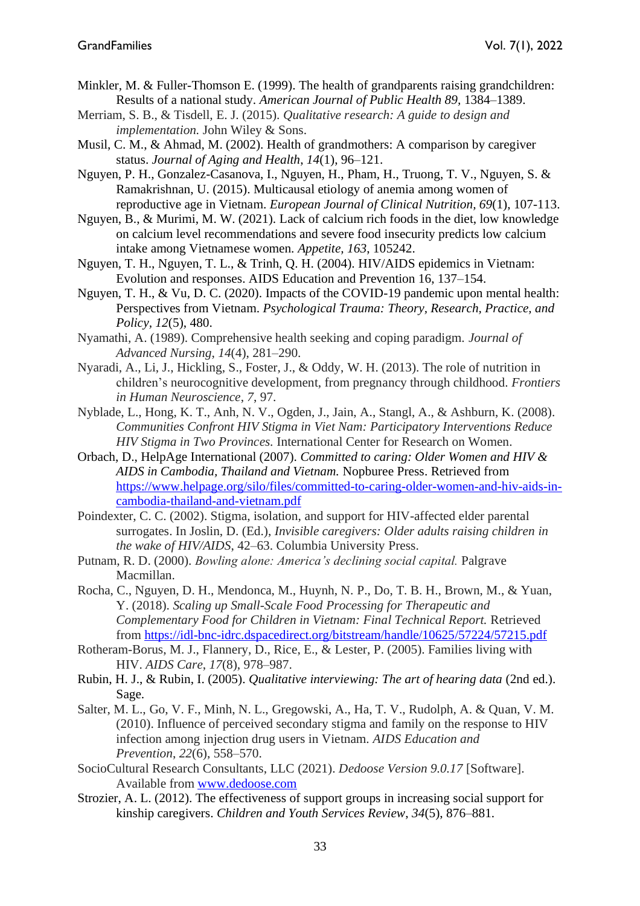Minkler, M. & Fuller-Thomson E. (1999). The health of grandparents raising grandchildren: Results of a national study. *American Journal of Public Health 89*, 1384–1389.

Merriam, S. B., & Tisdell, E. J. (2015). *Qualitative research: A guide to design and implementation.* John Wiley & Sons.

Musil, C. M., & Ahmad, M. (2002). Health of grandmothers: A comparison by caregiver status. *Journal of Aging and Health*, *14*(1), 96–121.

Nguyen, P. H., Gonzalez-Casanova, I., Nguyen, H., Pham, H., Truong, T. V., Nguyen, S. & Ramakrishnan, U. (2015). Multicausal etiology of anemia among women of reproductive age in Vietnam. *European Journal of Clinical Nutrition, 69*(1), 107-113.

Nguyen, B., & Murimi, M. W. (2021). Lack of calcium rich foods in the diet, low knowledge on calcium level recommendations and severe food insecurity predicts low calcium intake among Vietnamese women. *Appetite*, *163*, 105242.

Nguyen, T. H., Nguyen, T. L., & Trinh, Q. H. (2004). HIV/AIDS epidemics in Vietnam: Evolution and responses. AIDS Education and Prevention 16, 137–154.

Nguyen, T. H., & Vu, D. C. (2020). Impacts of the COVID-19 pandemic upon mental health: Perspectives from Vietnam. *Psychological Trauma: Theory, Research, Practice, and Policy*, *12*(5), 480.

Nyamathi, A. (1989). Comprehensive health seeking and coping paradigm. *Journal of Advanced Nursing*, *14*(4), 281–290.

Nyaradi, A., Li, J., Hickling, S., Foster, J., & Oddy, W. H. (2013). The role of nutrition in children's neurocognitive development, from pregnancy through childhood. *Frontiers in Human Neuroscience*, *7*, 97.

Nyblade, L., Hong, K. T., Anh, N. V., Ogden, J., Jain, A., Stangl, A., & Ashburn, K. (2008). *Communities Confront HIV Stigma in Viet Nam: Participatory Interventions Reduce HIV Stigma in Two Provinces.* International Center for Research on Women.

Orbach, D., HelpAge International (2007). *Committed to caring: Older Women and HIV & AIDS in Cambodia, Thailand and Vietnam.* Nopburee Press. Retrieved from https://www.helpage.org/silo/files/committed-to-caring-older-women-and-hiv-aids-in-cambodia-thailand-and-vietnam.pdf

Poindexter, C. C. (2002). Stigma, isolation, and support for HIV-affected elder parental surrogates. In Joslin, D. (Ed.), *Invisible caregivers: Older adults raising children in the wake of HIV/AIDS*, 42–63. Columbia University Press.

Putnam, R. D. (2000). *Bowling alone: America's declining social capital.* Palgrave Macmillan.

Rocha, C., Nguyen, D. H., Mendonca, M., Huynh, N. P., Do, T. B. H., Brown, M., & Yuan, Y. (2018). *Scaling up Small-Scale Food Processing for Therapeutic and Complementary Food for Children in Vietnam: Final Technical Report.* Retrieved from https://idl-bnc-idrc.dspacedirect.org/bitstream/handle/10625/57224/57215.pdf

Rotheram-Borus, M. J., Flannery, D., Rice, E., & Lester, P. (2005). Families living with HIV. *AIDS Care*, *17*(8), 978–987.

Rubin, H. J., & Rubin, I. (2005). *Qualitative interviewing: The art of hearing data* (2nd ed.). Sage.

Salter, M. L., Go, V. F., Minh, N. L., Gregowski, A., Ha, T. V., Rudolph, A. & Quan, V. M. (2010). Influence of perceived secondary stigma and family on the response to HIV infection among injection drug users in Vietnam. *AIDS Education and Prevention*, *22*(6), 558–570.

SocioCultural Research Consultants, LLC (2021). *Dedoose Version 9.0.17* [Software]. Available from www.dedoose.com

Strozier, A. L. (2012). The effectiveness of support groups in increasing social support for kinship caregivers. *Children and Youth Services Review*, *34*(5), 876–881.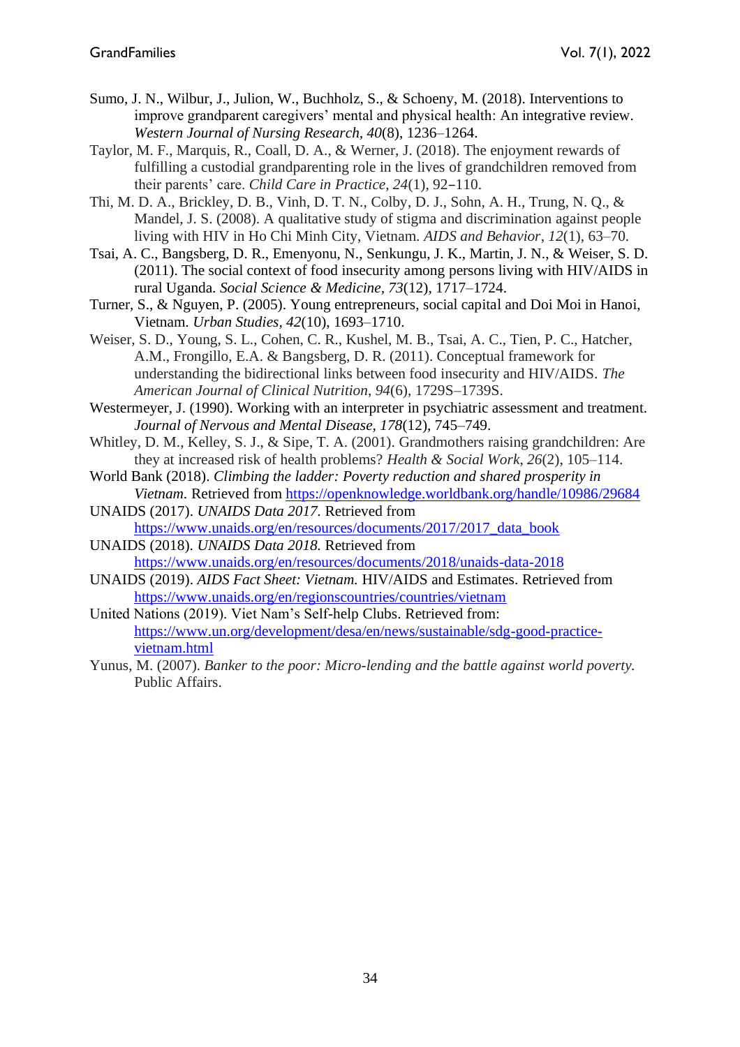Sumo, J. N., Wilbur, J., Julion, W., Buchholz, S., & Schoeny, M. (2018). Interventions to improve grandparent caregivers' mental and physical health: An integrative review. *Western Journal of Nursing Research*, *40*(8), 1236–1264.

Taylor, M. F., Marquis, R., Coall, D. A., & Werner, J. (2018). The enjoyment rewards of fulfilling a custodial grandparenting role in the lives of grandchildren removed from their parents' care. *Child Care in Practice*, *24*(1), 92–110.

Thi, M. D. A., Brickley, D. B., Vinh, D. T. N., Colby, D. J., Sohn, A. H., Trung, N. Q., & Mandel, J. S. (2008). A qualitative study of stigma and discrimination against people living with HIV in Ho Chi Minh City, Vietnam. *AIDS and Behavior*, *12*(1), 63–70.

Tsai, A. C., Bangsberg, D. R., Emenyonu, N., Senkungu, J. K., Martin, J. N., & Weiser, S. D. (2011). The social context of food insecurity among persons living with HIV/AIDS in rural Uganda. *Social Science & Medicine*, *73*(12), 1717–1724.

Turner, S., & Nguyen, P. (2005). Young entrepreneurs, social capital and Doi Moi in Hanoi, Vietnam. *Urban Studies*, *42*(10), 1693–1710.

Weiser, S. D., Young, S. L., Cohen, C. R., Kushel, M. B., Tsai, A. C., Tien, P. C., Hatcher, A.M., Frongillo, E.A. & Bangsberg, D. R. (2011). Conceptual framework for understanding the bidirectional links between food insecurity and HIV/AIDS. *The American Journal of Clinical Nutrition*, *94*(6), 1729S–1739S.

Westermeyer, J. (1990). Working with an interpreter in psychiatric assessment and treatment. *Journal of Nervous and Mental Disease*, *178*(12), 745–749.

Whitley, D. M., Kelley, S. J., & Sipe, T. A. (2001). Grandmothers raising grandchildren: Are they at increased risk of health problems? *Health & Social Work*, *26*(2), 105–114.

World Bank (2018). *Climbing the ladder: Poverty reduction and shared prosperity in Vietnam.* Retrieved from https://openknowledge.worldbank.org/handle/10986/29684

UNAIDS (2017). *UNAIDS Data 2017.* Retrieved from https://www.unaids.org/en/resources/documents/2017/2017_data_book

UNAIDS (2018). *UNAIDS Data 2018.* Retrieved from https://www.unaids.org/en/resources/documents/2018/unaids-data-2018

UNAIDS (2019). *AIDS Fact Sheet: Vietnam.* HIV/AIDS and Estimates. Retrieved from https://www.unaids.org/en/regionscountries/countries/vietnam

United Nations (2019). Viet Nam's Self-help Clubs. Retrieved from: https://www.un.org/development/desa/en/news/sustainable/sdg-good-practice-vietnam.html

Yunus, M. (2007). *Banker to the poor: Micro-lending and the battle against world poverty.* Public Affairs.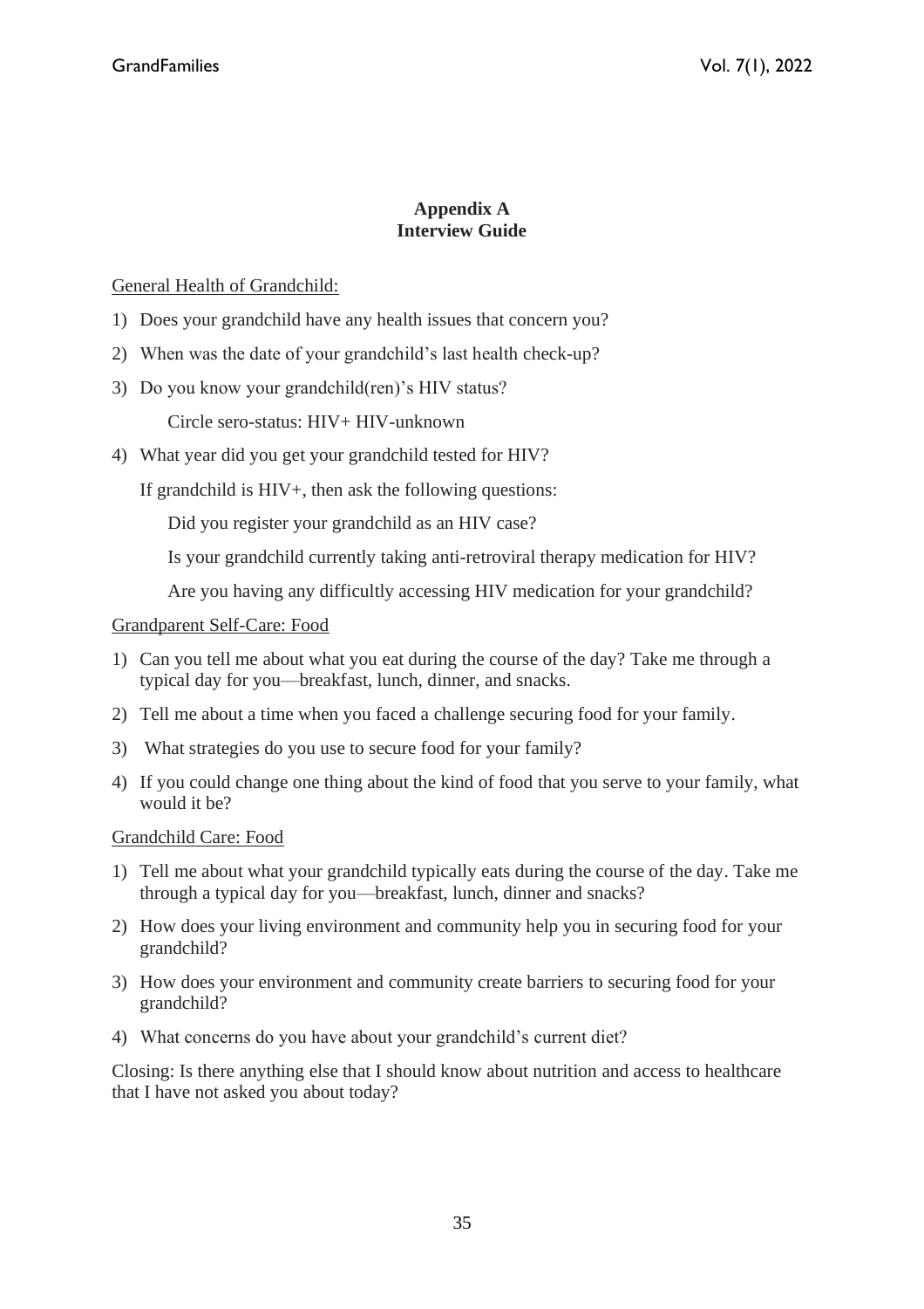## Appendix A
## Interview Guide

General Health of Grandchild:

1) Does your grandchild have any health issues that concern you?
2) When was the date of your grandchild's last health check-up?
3) Do you know your grandchild(ren)'s HIV status?

   Circle sero-status: HIV+ HIV-unknown

4) What year did you get your grandchild tested for HIV?

   If grandchild is HIV+, then ask the following questions:

   Did you register your grandchild as an HIV case?

   Is your grandchild currently taking anti-retroviral therapy medication for HIV?

   Are you having any difficultly accessing HIV medication for your grandchild?

Grandparent Self-Care: Food

1) Can you tell me about what you eat during the course of the day? Take me through a typical day for you—breakfast, lunch, dinner, and snacks.
2) Tell me about a time when you faced a challenge securing food for your family.
3) What strategies do you use to secure food for your family?
4) If you could change one thing about the kind of food that you serve to your family, what would it be?

Grandchild Care: Food

1) Tell me about what your grandchild typically eats during the course of the day. Take me through a typical day for you—breakfast, lunch, dinner and snacks?
2) How does your living environment and community help you in securing food for your grandchild?
3) How does your environment and community create barriers to securing food for your grandchild?
4) What concerns do you have about your grandchild's current diet?

Closing: Is there anything else that I should know about nutrition and access to healthcare that I have not asked you about today?